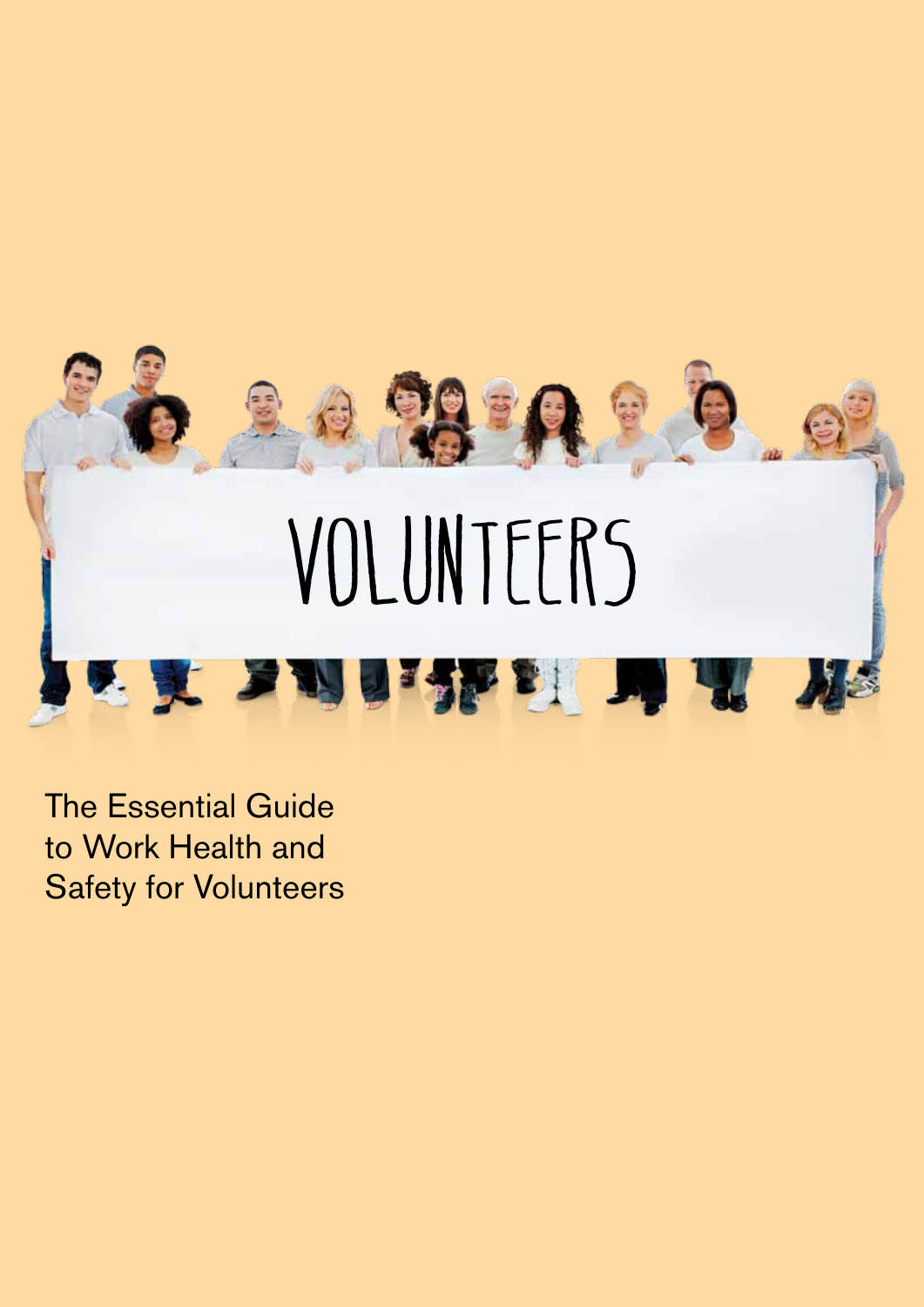VOLUNTEERS

# The Essential Guide to Work Health and Safety for Volunteers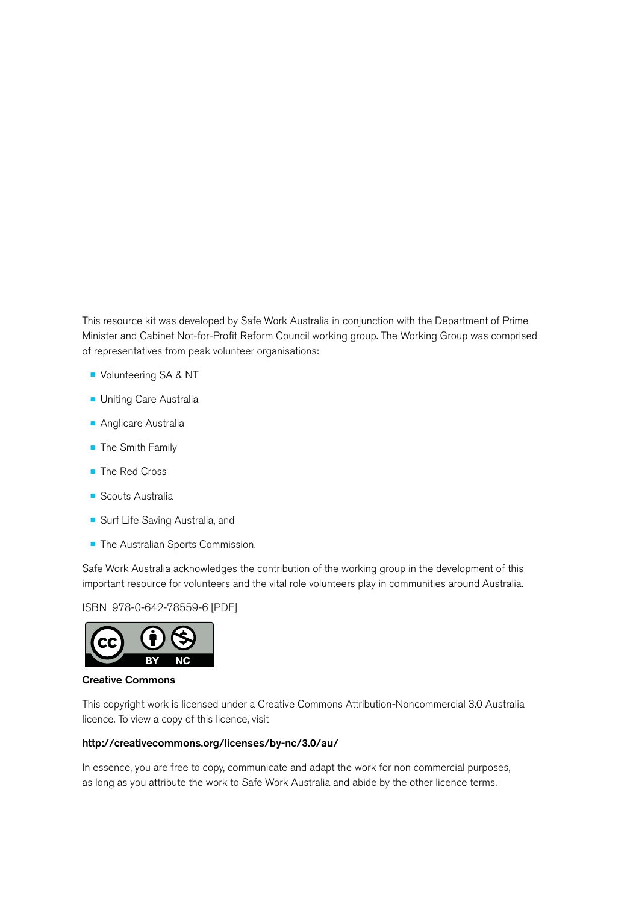This resource kit was developed by Safe Work Australia in conjunction with the Department of Prime Minister and Cabinet Not-for-Profit Reform Council working group. The Working Group was comprised of representatives from peak volunteer organisations:

- Volunteering SA & NT
- Uniting Care Australia
- Anglicare Australia
- The Smith Family
- The Red Cross
- Scouts Australia
- Surf Life Saving Australia, and
- The Australian Sports Commission.

Safe Work Australia acknowledges the contribution of the working group in the development of this important resource for volunteers and the vital role volunteers play in communities around Australia.

ISBN 978-0-642-78559-6 [PDF]

**Creative Commons**

This copyright work is licensed under a Creative Commons Attribution-Noncommercial 3.0 Australia licence. To view a copy of this licence, visit

**http://creativecommons.org/licenses/by-nc/3.0/au/**

In essence, you are free to copy, communicate and adapt the work for non commercial purposes, as long as you attribute the work to Safe Work Australia and abide by the other licence terms.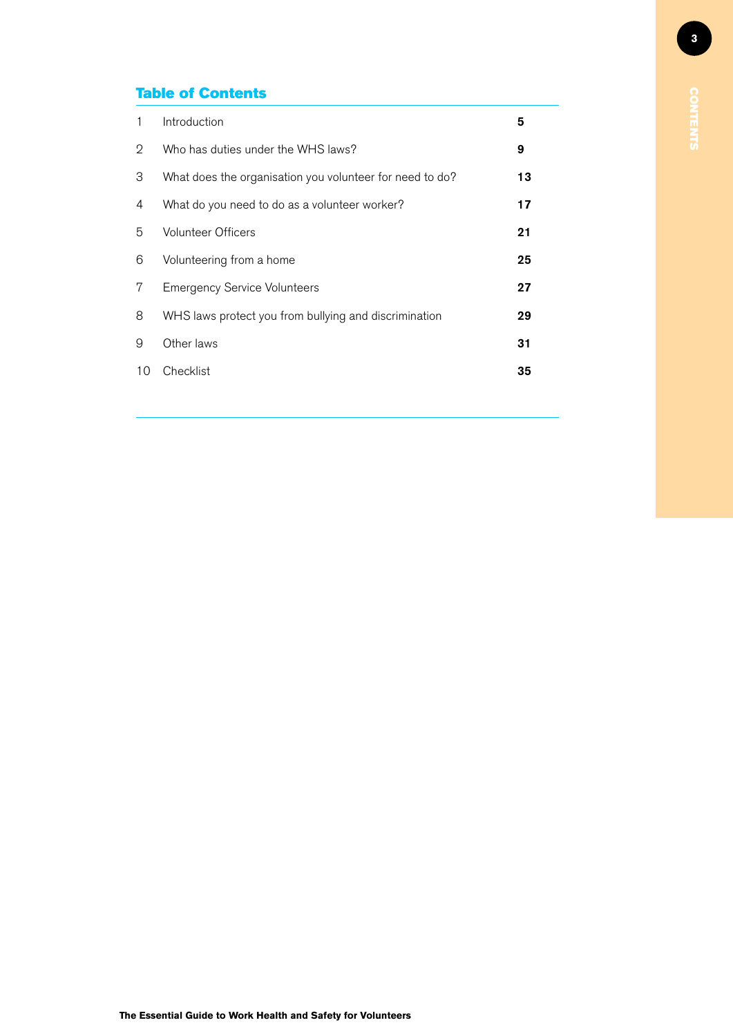## Table of Contents

| | | |
|---|---|---|
| 1 | Introduction | **5** |
| 2 | Who has duties under the WHS laws? | **9** |
| 3 | What does the organisation you volunteer for need to do? | **13** |
| 4 | What do you need to do as a volunteer worker? | **17** |
| 5 | Volunteer Officers | **21** |
| 6 | Volunteering from a home | **25** |
| 7 | Emergency Service Volunteers | **27** |
| 8 | WHS laws protect you from bullying and discrimination | **29** |
| 9 | Other laws | **31** |
| 10 | Checklist | **35** |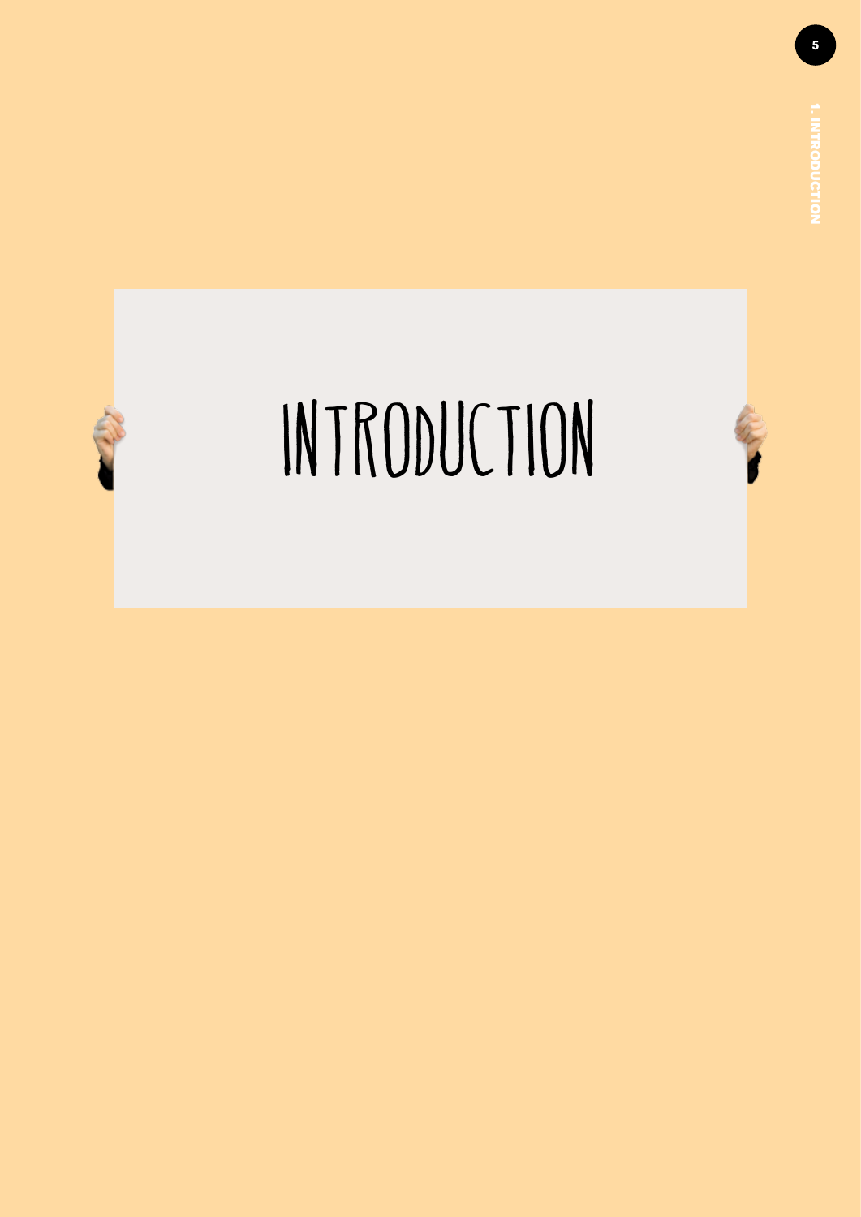# INTRODUCTION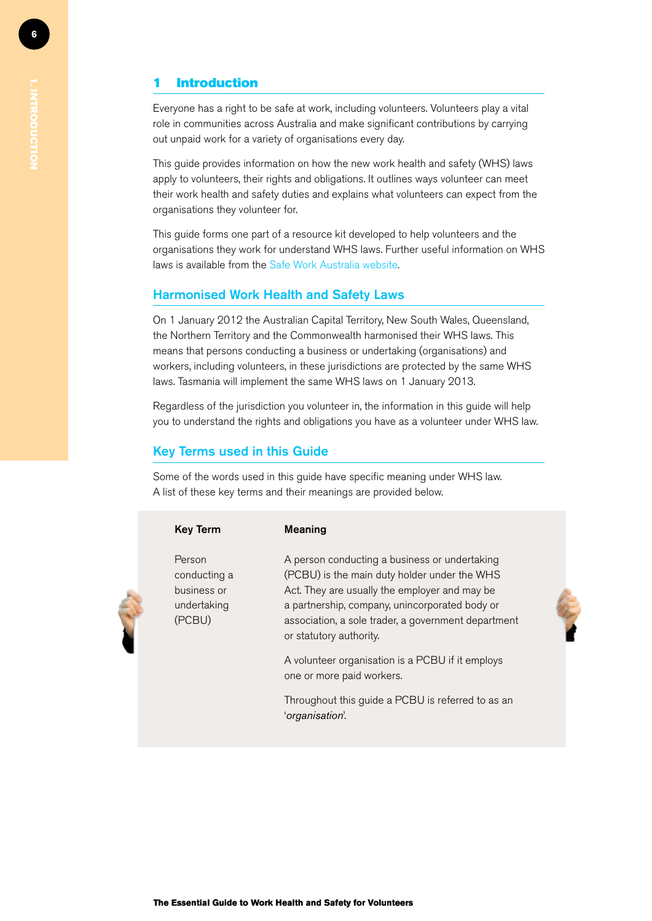# 1 Introduction

Everyone has a right to be safe at work, including volunteers. Volunteers play a vital role in communities across Australia and make significant contributions by carrying out unpaid work for a variety of organisations every day.

This guide provides information on how the new work health and safety (WHS) laws apply to volunteers, their rights and obligations. It outlines ways volunteer can meet their work health and safety duties and explains what volunteers can expect from the organisations they volunteer for.

This guide forms one part of a resource kit developed to help volunteers and the organisations they work for understand WHS laws. Further useful information on WHS laws is available from the Safe Work Australia website.

## Harmonised Work Health and Safety Laws

On 1 January 2012 the Australian Capital Territory, New South Wales, Queensland, the Northern Territory and the Commonwealth harmonised their WHS laws. This means that persons conducting a business or undertaking (organisations) and workers, including volunteers, in these jurisdictions are protected by the same WHS laws. Tasmania will implement the same WHS laws on 1 January 2013.

Regardless of the jurisdiction you volunteer in, the information in this guide will help you to understand the rights and obligations you have as a volunteer under WHS law.

## Key Terms used in this Guide

Some of the words used in this guide have specific meaning under WHS law. A list of these key terms and their meanings are provided below.

| Key Term | Meaning |
|---|---|
| Person conducting a business or undertaking (PCBU) | A person conducting a business or undertaking (PCBU) is the main duty holder under the WHS Act. They are usually the employer and may be a partnership, company, unincorporated body or association, a sole trader, a government department or statutory authority.<br><br>A volunteer organisation is a PCBU if it employs one or more paid workers.<br><br>Throughout this guide a PCBU is referred to as an '*organisation*'. |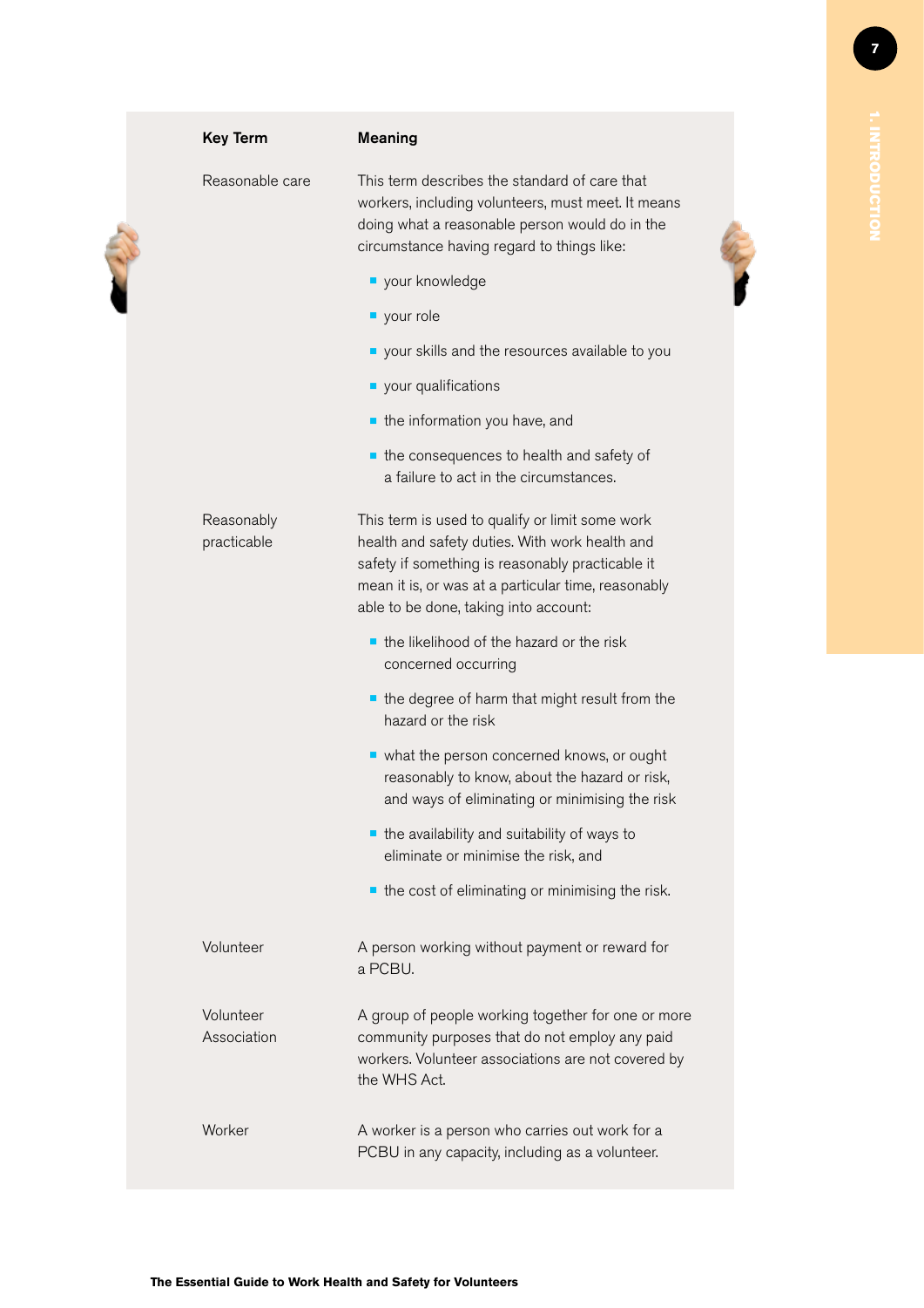| Key Term | Meaning |
|---|---|
| Reasonable care | This term describes the standard of care that workers, including volunteers, must meet. It means doing what a reasonable person would do in the circumstance having regard to things like:<br>▪ your knowledge<br>▪ your role<br>▪ your skills and the resources available to you<br>▪ your qualifications<br>▪ the information you have, and<br>▪ the consequences to health and safety of a failure to act in the circumstances. |
| Reasonably practicable | This term is used to qualify or limit some work health and safety duties. With work health and safety if something is reasonably practicable it mean it is, or was at a particular time, reasonably able to be done, taking into account:<br>▪ the likelihood of the hazard or the risk concerned occurring<br>▪ the degree of harm that might result from the hazard or the risk<br>▪ what the person concerned knows, or ought reasonably to know, about the hazard or risk, and ways of eliminating or minimising the risk<br>▪ the availability and suitability of ways to eliminate or minimise the risk, and<br>▪ the cost of eliminating or minimising the risk. |
| Volunteer | A person working without payment or reward for a PCBU. |
| Volunteer Association | A group of people working together for one or more community purposes that do not employ any paid workers. Volunteer associations are not covered by the WHS Act. |
| Worker | A worker is a person who carries out work for a PCBU in any capacity, including as a volunteer. |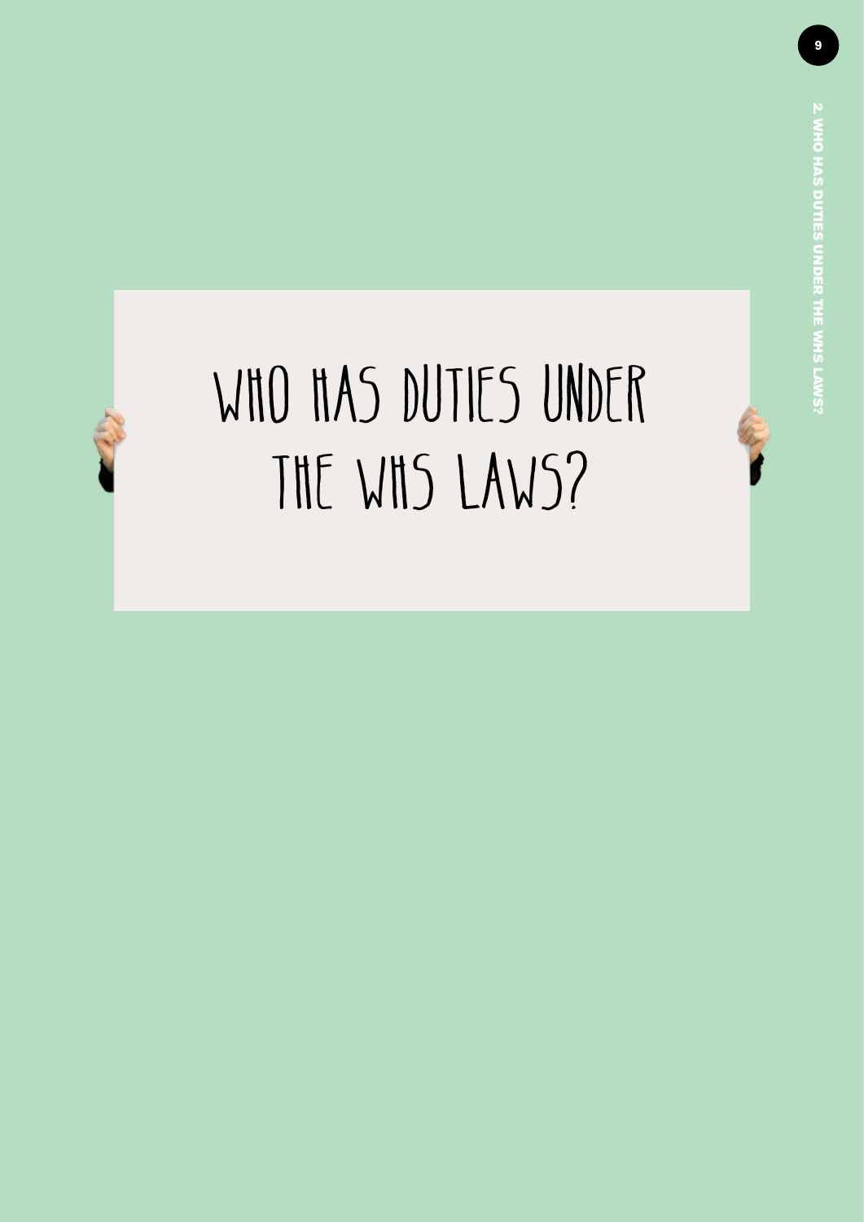# WHO HAS DUTIES UNDER THE WHS LAWS?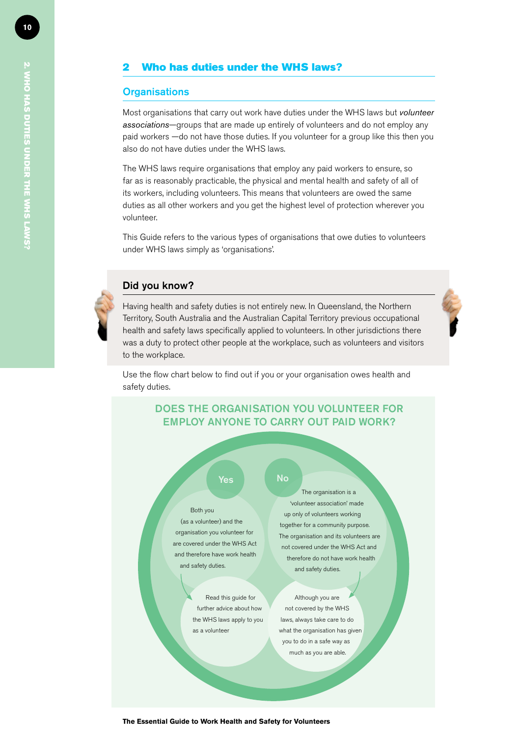## 2 Who has duties under the WHS laws?

### Organisations

Most organisations that carry out work have duties under the WHS laws but *volunteer associations*—groups that are made up entirely of volunteers and do not employ any paid workers —do not have those duties. If you volunteer for a group like this then you also do not have duties under the WHS laws.

The WHS laws require organisations that employ any paid workers to ensure, so far as is reasonably practicable, the physical and mental health and safety of all of its workers, including volunteers. This means that volunteers are owed the same duties as all other workers and you get the highest level of protection wherever you volunteer.

This Guide refers to the various types of organisations that owe duties to volunteers under WHS laws simply as 'organisations'.

### Did you know?

Having health and safety duties is not entirely new. In Queensland, the Northern Territory, South Australia and the Australian Capital Territory previous occupational health and safety laws specifically applied to volunteers. In other jurisdictions there was a duty to protect other people at the workplace, such as volunteers and visitors to the workplace.

Use the flow chart below to find out if you or your organisation owes health and safety duties.

**DOES THE ORGANISATION YOU VOLUNTEER FOR EMPLOY ANYONE TO CARRY OUT PAID WORK?**

**Yes**

Both you (as a volunteer) and the organisation you volunteer for are covered under the WHS Act and therefore have work health and safety duties.

Read this guide for further advice about how the WHS laws apply to you as a volunteer

**No**

The organisation is a 'volunteer association' made up only of volunteers working together for a community purpose. The organisation and its volunteers are not covered under the WHS Act and therefore do not have work health and safety duties.

Although you are not covered by the WHS laws, always take care to do what the organisation has given you to do in a safe way as much as you are able.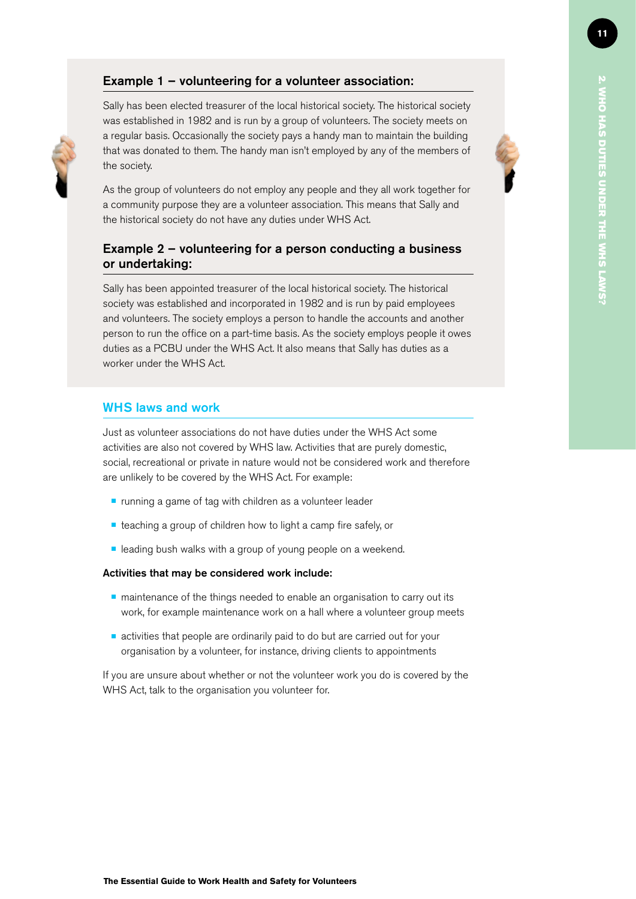### Example 1 – volunteering for a volunteer association:

Sally has been elected treasurer of the local historical society. The historical society was established in 1982 and is run by a group of volunteers. The society meets on a regular basis. Occasionally the society pays a handy man to maintain the building that was donated to them. The handy man isn't employed by any of the members of the society.

As the group of volunteers do not employ any people and they all work together for a community purpose they are a volunteer association. This means that Sally and the historical society do not have any duties under WHS Act.

### Example 2 – volunteering for a person conducting a business or undertaking:

Sally has been appointed treasurer of the local historical society. The historical society was established and incorporated in 1982 and is run by paid employees and volunteers. The society employs a person to handle the accounts and another person to run the office on a part-time basis. As the society employs people it owes duties as a PCBU under the WHS Act. It also means that Sally has duties as a worker under the WHS Act.

## WHS laws and work

Just as volunteer associations do not have duties under the WHS Act some activities are also not covered by WHS law. Activities that are purely domestic, social, recreational or private in nature would not be considered work and therefore are unlikely to be covered by the WHS Act. For example:

- running a game of tag with children as a volunteer leader
- teaching a group of children how to light a camp fire safely, or
- leading bush walks with a group of young people on a weekend.

**Activities that may be considered work include:**

- maintenance of the things needed to enable an organisation to carry out its work, for example maintenance work on a hall where a volunteer group meets
- activities that people are ordinarily paid to do but are carried out for your organisation by a volunteer, for instance, driving clients to appointments

If you are unsure about whether or not the volunteer work you do is covered by the WHS Act, talk to the organisation you volunteer for.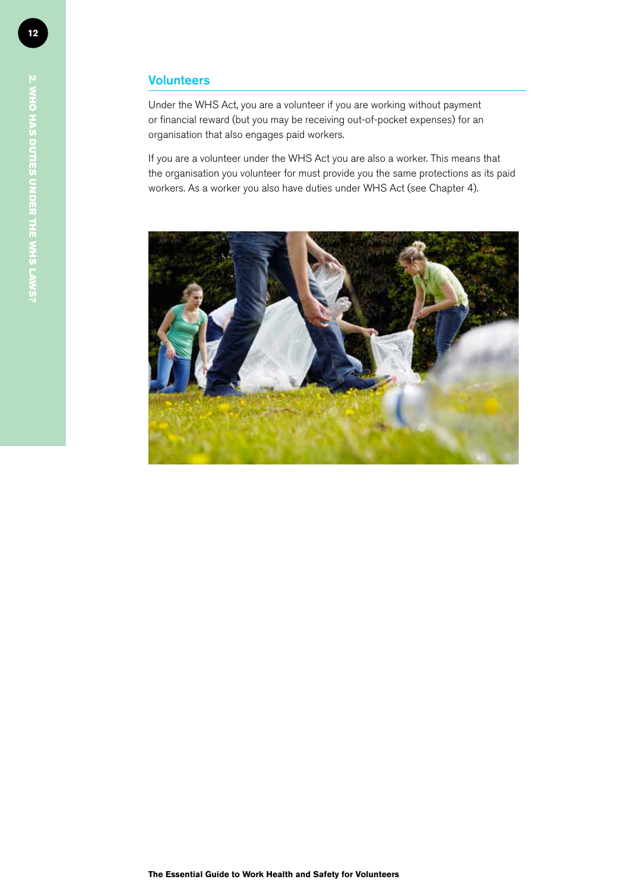## Volunteers

Under the WHS Act, you are a volunteer if you are working without payment or financial reward (but you may be receiving out-of-pocket expenses) for an organisation that also engages paid workers.

If you are a volunteer under the WHS Act you are also a worker. This means that the organisation you volunteer for must provide you the same protections as its paid workers. As a worker you also have duties under WHS Act (see Chapter 4).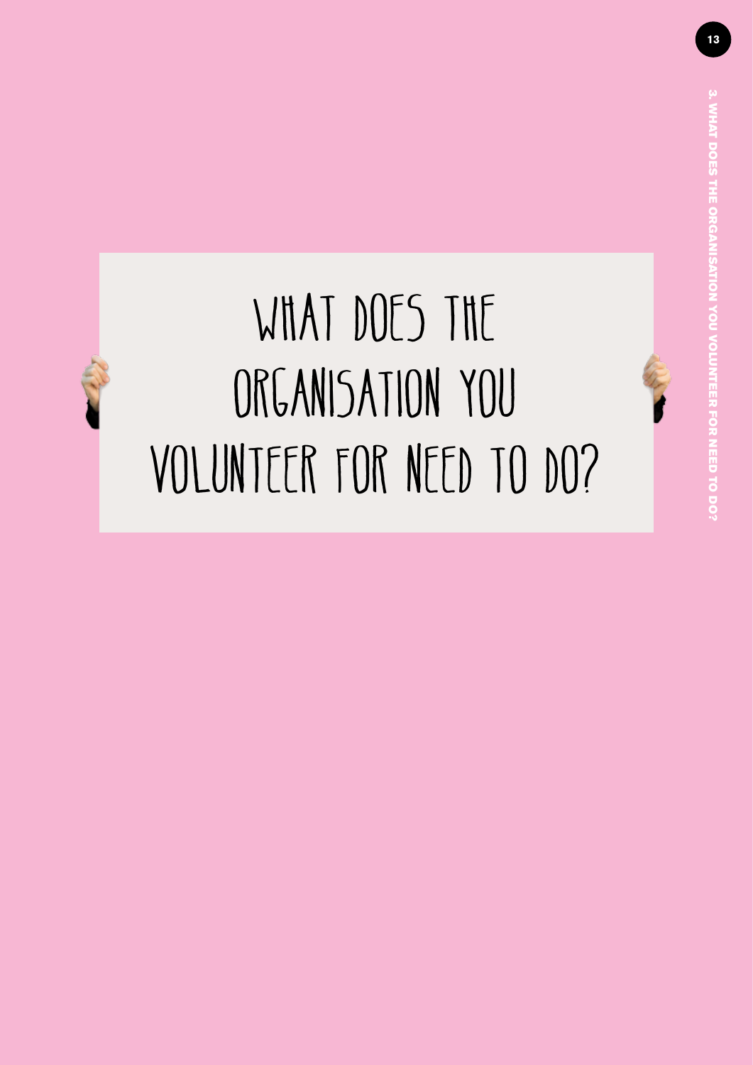# WHAT DOES THE ORGANISATION YOU VOLUNTEER FOR NEED TO DO?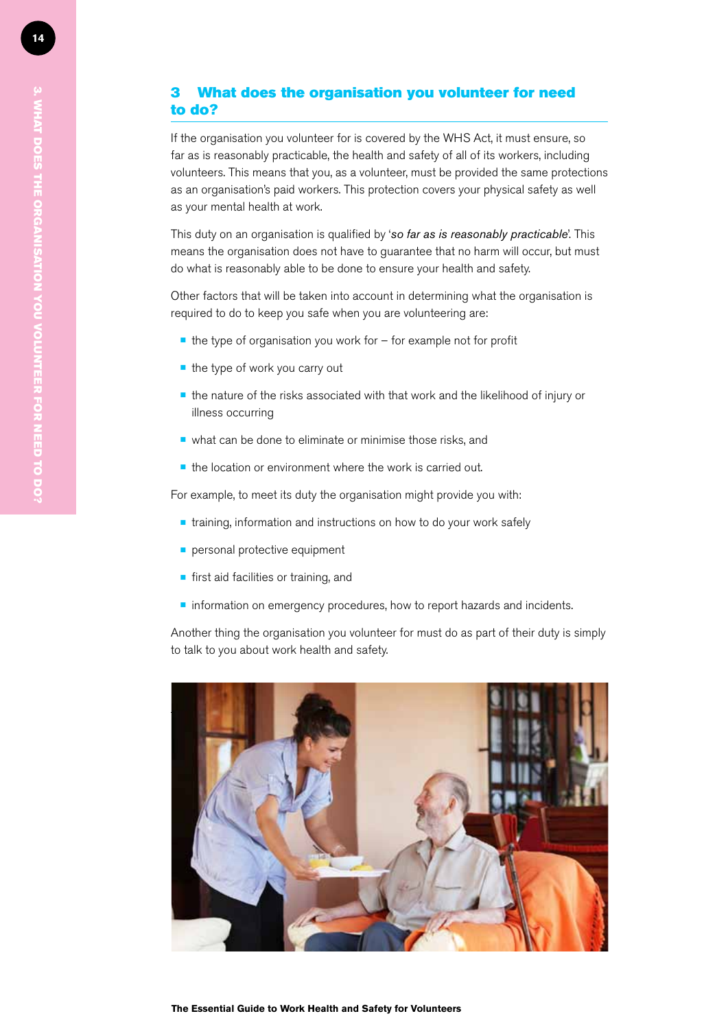## 3 What does the organisation you volunteer for need to do?

If the organisation you volunteer for is covered by the WHS Act, it must ensure, so far as is reasonably practicable, the health and safety of all of its workers, including volunteers. This means that you, as a volunteer, must be provided the same protections as an organisation's paid workers. This protection covers your physical safety as well as your mental health at work.

This duty on an organisation is qualified by '*so far as is reasonably practicable*'. This means the organisation does not have to guarantee that no harm will occur, but must do what is reasonably able to be done to ensure your health and safety.

Other factors that will be taken into account in determining what the organisation is required to do to keep you safe when you are volunteering are:

- the type of organisation you work for – for example not for profit
- the type of work you carry out
- the nature of the risks associated with that work and the likelihood of injury or illness occurring
- what can be done to eliminate or minimise those risks, and
- the location or environment where the work is carried out.

For example, to meet its duty the organisation might provide you with:

- training, information and instructions on how to do your work safely
- personal protective equipment
- first aid facilities or training, and
- information on emergency procedures, how to report hazards and incidents.

Another thing the organisation you volunteer for must do as part of their duty is simply to talk to you about work health and safety.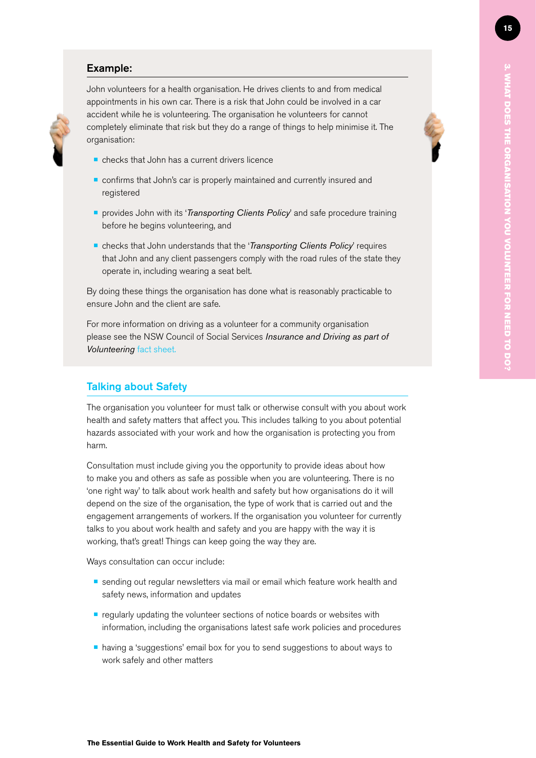### Example:

John volunteers for a health organisation. He drives clients to and from medical appointments in his own car. There is a risk that John could be involved in a car accident while he is volunteering. The organisation he volunteers for cannot completely eliminate that risk but they do a range of things to help minimise it. The organisation:

- checks that John has a current drivers licence
- confirms that John's car is properly maintained and currently insured and registered
- provides John with its '*Transporting Clients Policy*' and safe procedure training before he begins volunteering, and
- checks that John understands that the '*Transporting Clients Policy*' requires that John and any client passengers comply with the road rules of the state they operate in, including wearing a seat belt.

By doing these things the organisation has done what is reasonably practicable to ensure John and the client are safe.

For more information on driving as a volunteer for a community organisation please see the NSW Council of Social Services *Insurance and Driving as part of Volunteering* fact sheet.

## Talking about Safety

The organisation you volunteer for must talk or otherwise consult with you about work health and safety matters that affect you. This includes talking to you about potential hazards associated with your work and how the organisation is protecting you from harm.

Consultation must include giving you the opportunity to provide ideas about how to make you and others as safe as possible when you are volunteering. There is no 'one right way' to talk about work health and safety but how organisations do it will depend on the size of the organisation, the type of work that is carried out and the engagement arrangements of workers. If the organisation you volunteer for currently talks to you about work health and safety and you are happy with the way it is working, that's great! Things can keep going the way they are.

Ways consultation can occur include:

- sending out regular newsletters via mail or email which feature work health and safety news, information and updates
- regularly updating the volunteer sections of notice boards or websites with information, including the organisations latest safe work policies and procedures
- having a 'suggestions' email box for you to send suggestions to about ways to work safely and other matters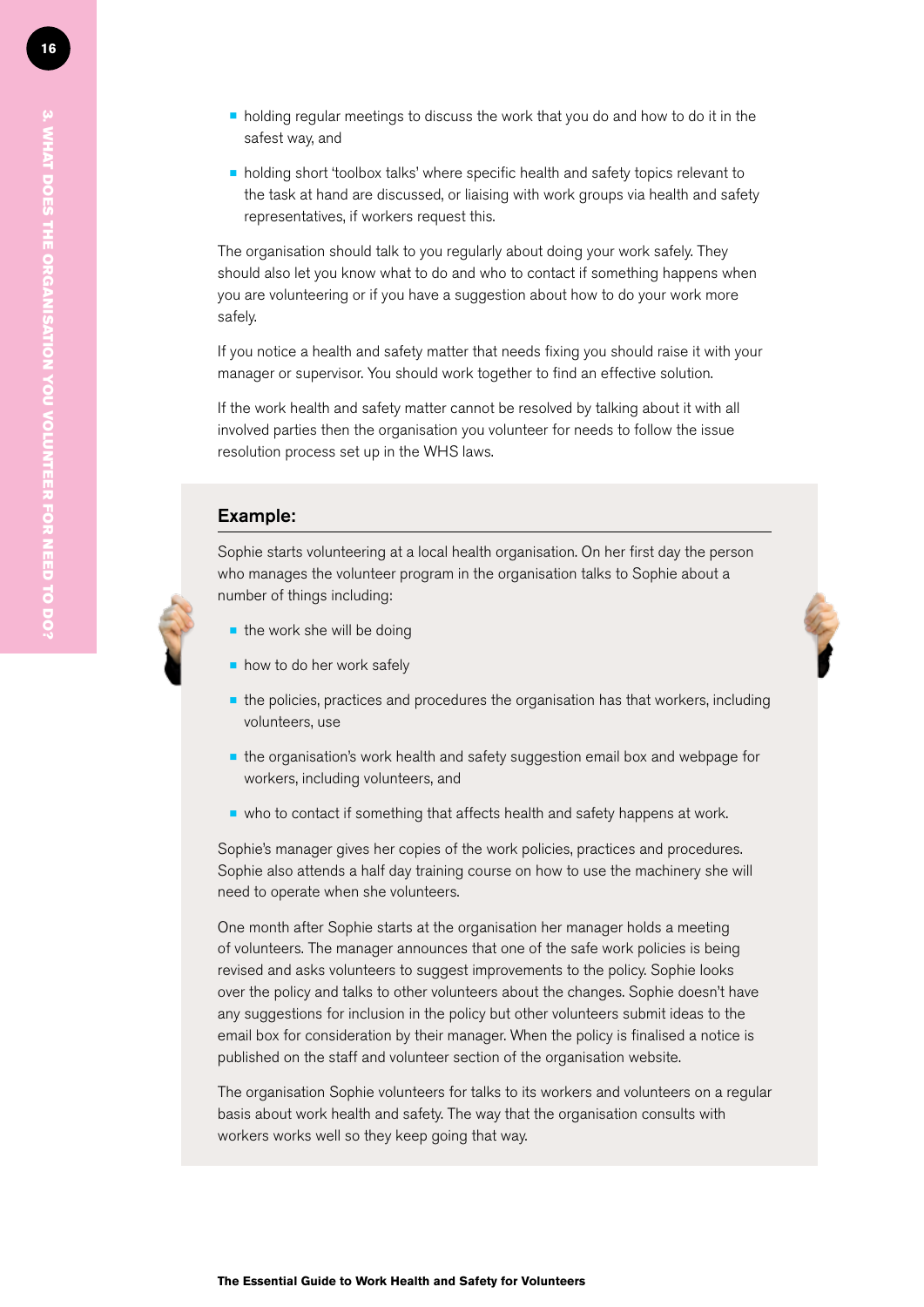- holding regular meetings to discuss the work that you do and how to do it in the safest way, and
- holding short 'toolbox talks' where specific health and safety topics relevant to the task at hand are discussed, or liaising with work groups via health and safety representatives, if workers request this.

The organisation should talk to you regularly about doing your work safely. They should also let you know what to do and who to contact if something happens when you are volunteering or if you have a suggestion about how to do your work more safely.

If you notice a health and safety matter that needs fixing you should raise it with your manager or supervisor. You should work together to find an effective solution.

If the work health and safety matter cannot be resolved by talking about it with all involved parties then the organisation you volunteer for needs to follow the issue resolution process set up in the WHS laws.

### Example:

Sophie starts volunteering at a local health organisation. On her first day the person who manages the volunteer program in the organisation talks to Sophie about a number of things including:

- the work she will be doing
- how to do her work safely
- the policies, practices and procedures the organisation has that workers, including volunteers, use
- the organisation's work health and safety suggestion email box and webpage for workers, including volunteers, and
- who to contact if something that affects health and safety happens at work.

Sophie's manager gives her copies of the work policies, practices and procedures. Sophie also attends a half day training course on how to use the machinery she will need to operate when she volunteers.

One month after Sophie starts at the organisation her manager holds a meeting of volunteers. The manager announces that one of the safe work policies is being revised and asks volunteers to suggest improvements to the policy. Sophie looks over the policy and talks to other volunteers about the changes. Sophie doesn't have any suggestions for inclusion in the policy but other volunteers submit ideas to the email box for consideration by their manager. When the policy is finalised a notice is published on the staff and volunteer section of the organisation website.

The organisation Sophie volunteers for talks to its workers and volunteers on a regular basis about work health and safety. The way that the organisation consults with workers works well so they keep going that way.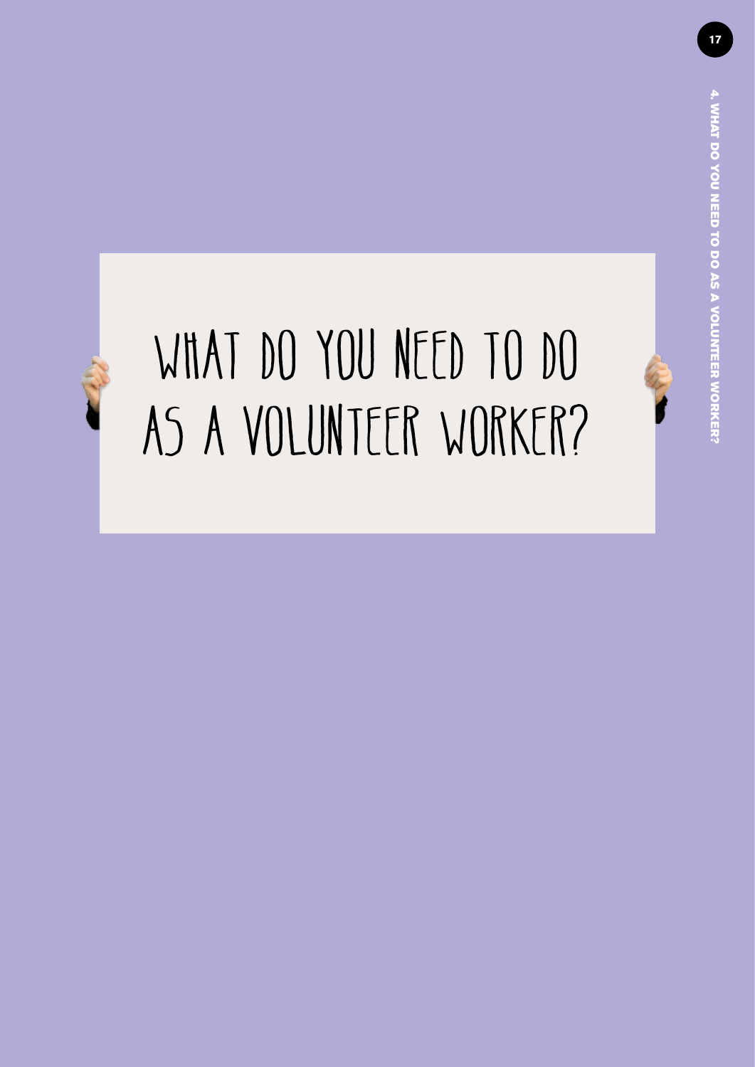# WHAT DO YOU NEED TO DO AS A VOLUNTEER WORKER?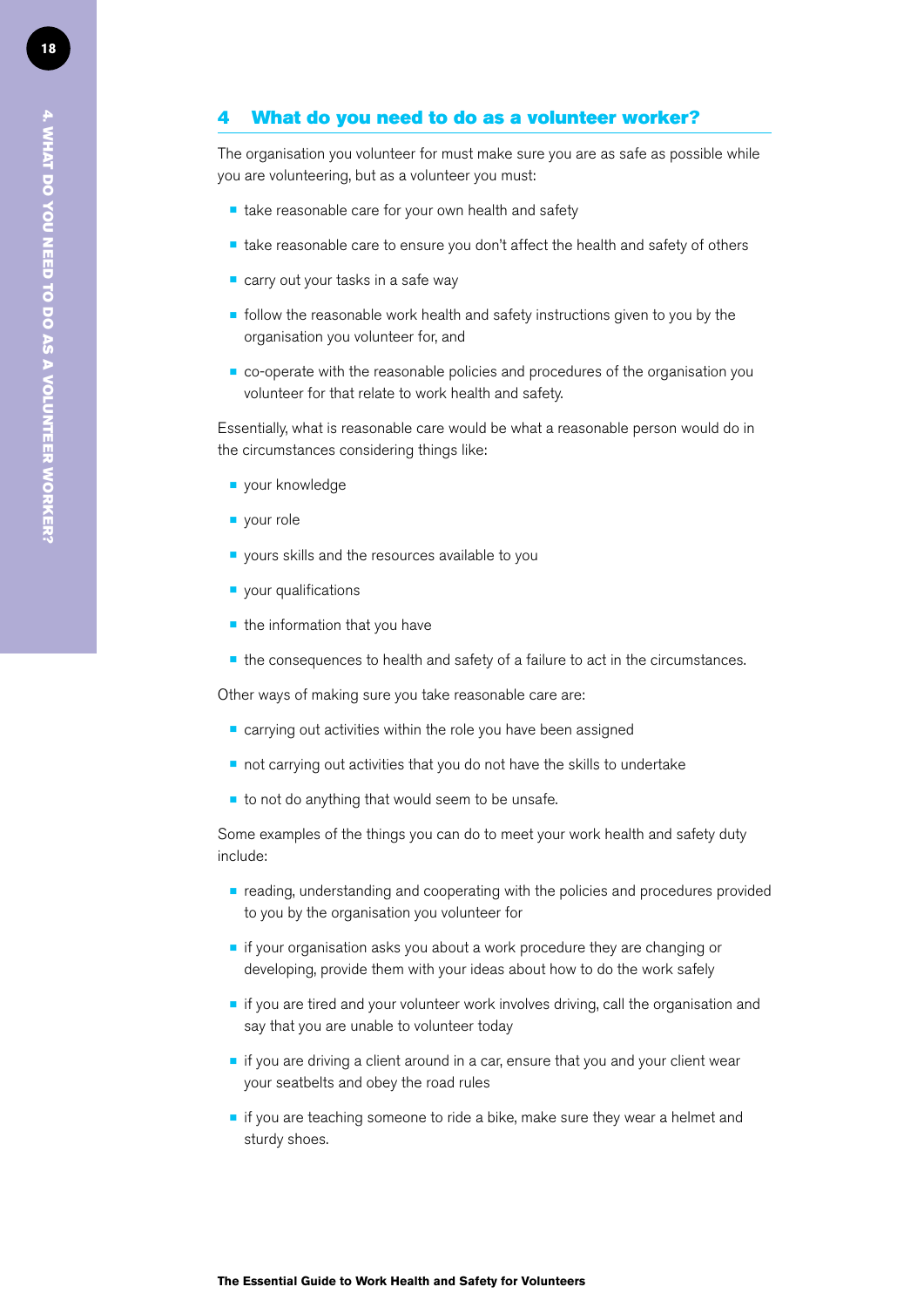## 4 What do you need to do as a volunteer worker?

The organisation you volunteer for must make sure you are as safe as possible while you are volunteering, but as a volunteer you must:

- take reasonable care for your own health and safety
- take reasonable care to ensure you don't affect the health and safety of others
- carry out your tasks in a safe way
- follow the reasonable work health and safety instructions given to you by the organisation you volunteer for, and
- co-operate with the reasonable policies and procedures of the organisation you volunteer for that relate to work health and safety.

Essentially, what is reasonable care would be what a reasonable person would do in the circumstances considering things like:

- your knowledge
- your role
- yours skills and the resources available to you
- your qualifications
- the information that you have
- the consequences to health and safety of a failure to act in the circumstances.

Other ways of making sure you take reasonable care are:

- carrying out activities within the role you have been assigned
- not carrying out activities that you do not have the skills to undertake
- to not do anything that would seem to be unsafe.

Some examples of the things you can do to meet your work health and safety duty include:

- reading, understanding and cooperating with the policies and procedures provided to you by the organisation you volunteer for
- if your organisation asks you about a work procedure they are changing or developing, provide them with your ideas about how to do the work safely
- if you are tired and your volunteer work involves driving, call the organisation and say that you are unable to volunteer today
- if you are driving a client around in a car, ensure that you and your client wear your seatbelts and obey the road rules
- if you are teaching someone to ride a bike, make sure they wear a helmet and sturdy shoes.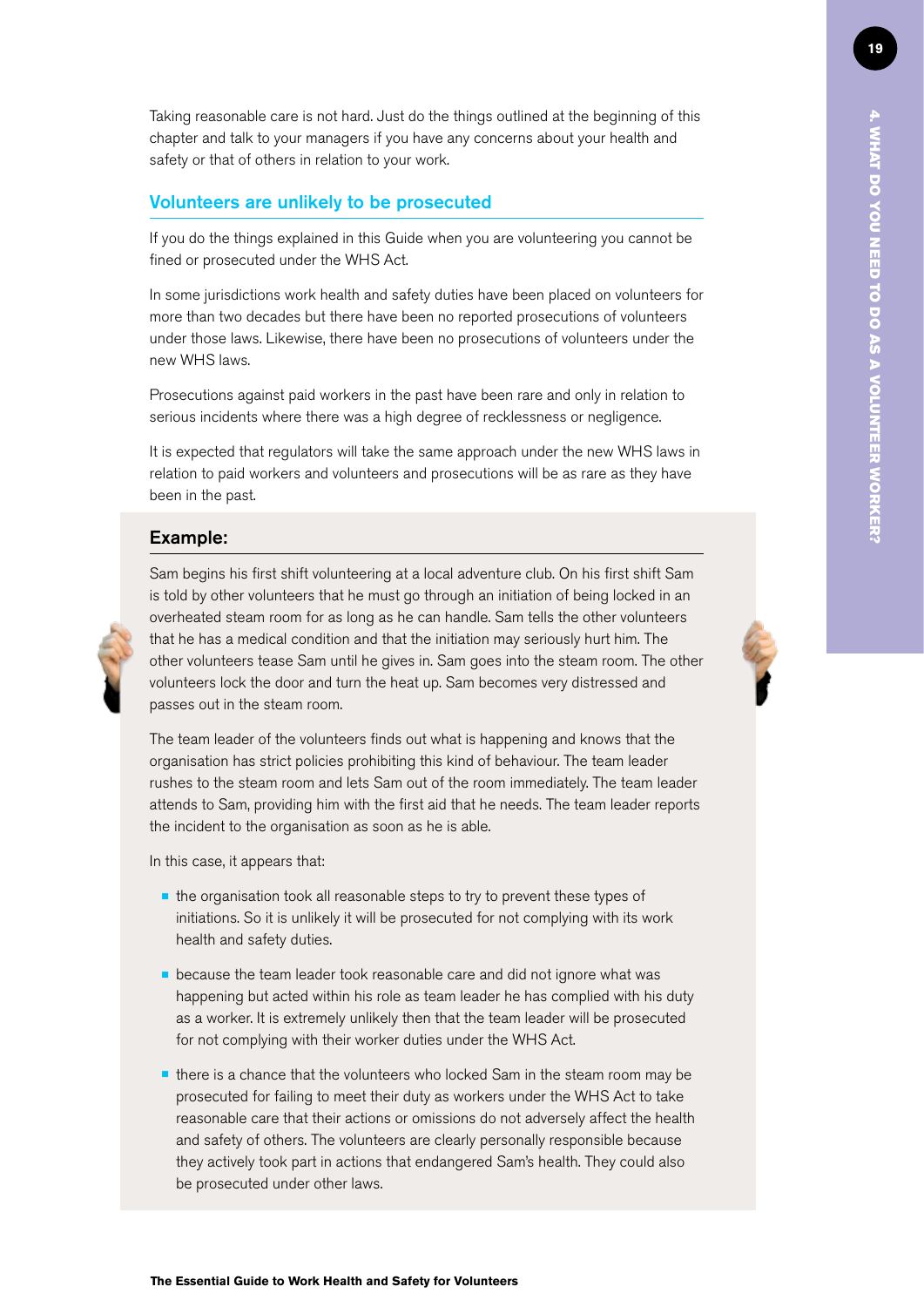Taking reasonable care is not hard. Just do the things outlined at the beginning of this chapter and talk to your managers if you have any concerns about your health and safety or that of others in relation to your work.

## Volunteers are unlikely to be prosecuted

If you do the things explained in this Guide when you are volunteering you cannot be fined or prosecuted under the WHS Act.

In some jurisdictions work health and safety duties have been placed on volunteers for more than two decades but there have been no reported prosecutions of volunteers under those laws. Likewise, there have been no prosecutions of volunteers under the new WHS laws.

Prosecutions against paid workers in the past have been rare and only in relation to serious incidents where there was a high degree of recklessness or negligence.

It is expected that regulators will take the same approach under the new WHS laws in relation to paid workers and volunteers and prosecutions will be as rare as they have been in the past.

### Example:

Sam begins his first shift volunteering at a local adventure club. On his first shift Sam is told by other volunteers that he must go through an initiation of being locked in an overheated steam room for as long as he can handle. Sam tells the other volunteers that he has a medical condition and that the initiation may seriously hurt him. The other volunteers tease Sam until he gives in. Sam goes into the steam room. The other volunteers lock the door and turn the heat up. Sam becomes very distressed and passes out in the steam room.

The team leader of the volunteers finds out what is happening and knows that the organisation has strict policies prohibiting this kind of behaviour. The team leader rushes to the steam room and lets Sam out of the room immediately. The team leader attends to Sam, providing him with the first aid that he needs. The team leader reports the incident to the organisation as soon as he is able.

In this case, it appears that:

- the organisation took all reasonable steps to try to prevent these types of initiations. So it is unlikely it will be prosecuted for not complying with its work health and safety duties.
- because the team leader took reasonable care and did not ignore what was happening but acted within his role as team leader he has complied with his duty as a worker. It is extremely unlikely then that the team leader will be prosecuted for not complying with their worker duties under the WHS Act.
- there is a chance that the volunteers who locked Sam in the steam room may be prosecuted for failing to meet their duty as workers under the WHS Act to take reasonable care that their actions or omissions do not adversely affect the health and safety of others. The volunteers are clearly personally responsible because they actively took part in actions that endangered Sam's health. They could also be prosecuted under other laws.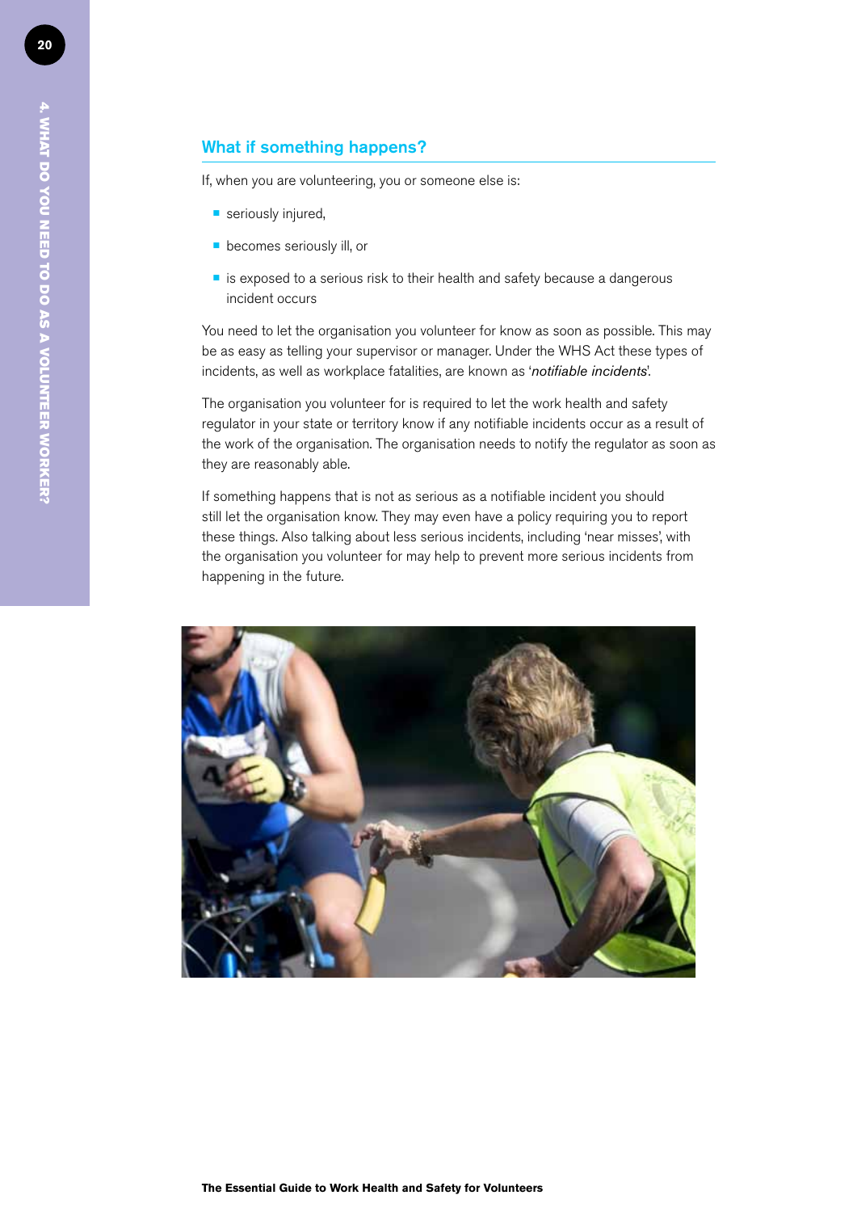## What if something happens?

If, when you are volunteering, you or someone else is:

- seriously injured,
- becomes seriously ill, or
- is exposed to a serious risk to their health and safety because a dangerous incident occurs

You need to let the organisation you volunteer for know as soon as possible. This may be as easy as telling your supervisor or manager. Under the WHS Act these types of incidents, as well as workplace fatalities, are known as '*notifiable incidents*'.

The organisation you volunteer for is required to let the work health and safety regulator in your state or territory know if any notifiable incidents occur as a result of the work of the organisation. The organisation needs to notify the regulator as soon as they are reasonably able.

If something happens that is not as serious as a notifiable incident you should still let the organisation know. They may even have a policy requiring you to report these things. Also talking about less serious incidents, including 'near misses', with the organisation you volunteer for may help to prevent more serious incidents from happening in the future.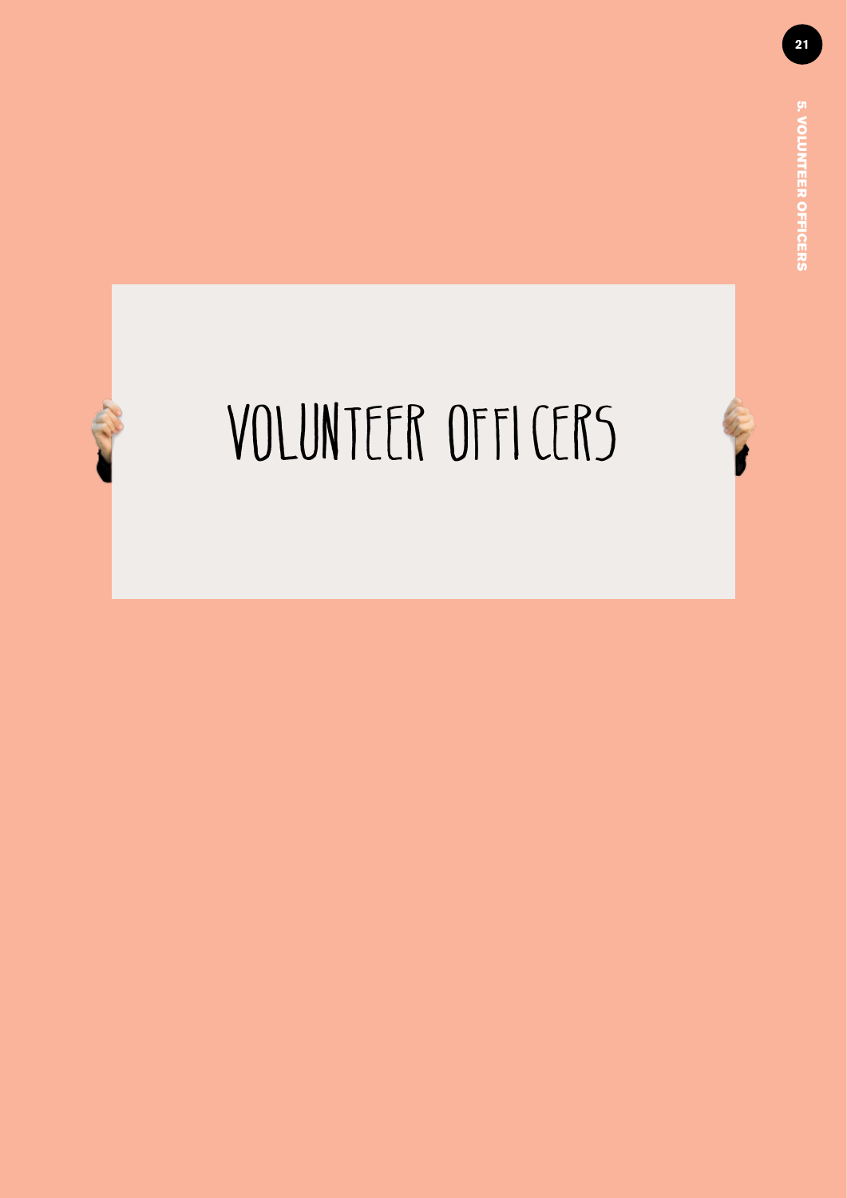# VOLUNTEER OFFICERS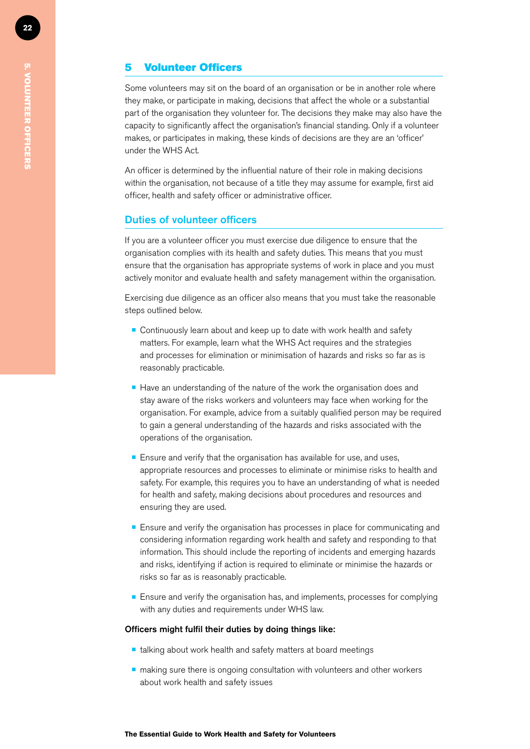## 5 Volunteer Officers

Some volunteers may sit on the board of an organisation or be in another role where they make, or participate in making, decisions that affect the whole or a substantial part of the organisation they volunteer for. The decisions they make may also have the capacity to significantly affect the organisation's financial standing. Only if a volunteer makes, or participates in making, these kinds of decisions are they are an 'officer' under the WHS Act.

An officer is determined by the influential nature of their role in making decisions within the organisation, not because of a title they may assume for example, first aid officer, health and safety officer or administrative officer.

### Duties of volunteer officers

If you are a volunteer officer you must exercise due diligence to ensure that the organisation complies with its health and safety duties. This means that you must ensure that the organisation has appropriate systems of work in place and you must actively monitor and evaluate health and safety management within the organisation.

Exercising due diligence as an officer also means that you must take the reasonable steps outlined below.

- Continuously learn about and keep up to date with work health and safety matters. For example, learn what the WHS Act requires and the strategies and processes for elimination or minimisation of hazards and risks so far as is reasonably practicable.
- Have an understanding of the nature of the work the organisation does and stay aware of the risks workers and volunteers may face when working for the organisation. For example, advice from a suitably qualified person may be required to gain a general understanding of the hazards and risks associated with the operations of the organisation.
- Ensure and verify that the organisation has available for use, and uses, appropriate resources and processes to eliminate or minimise risks to health and safety. For example, this requires you to have an understanding of what is needed for health and safety, making decisions about procedures and resources and ensuring they are used.
- Ensure and verify the organisation has processes in place for communicating and considering information regarding work health and safety and responding to that information. This should include the reporting of incidents and emerging hazards and risks, identifying if action is required to eliminate or minimise the hazards or risks so far as is reasonably practicable.
- Ensure and verify the organisation has, and implements, processes for complying with any duties and requirements under WHS law.

**Officers might fulfil their duties by doing things like:**

- talking about work health and safety matters at board meetings
- making sure there is ongoing consultation with volunteers and other workers about work health and safety issues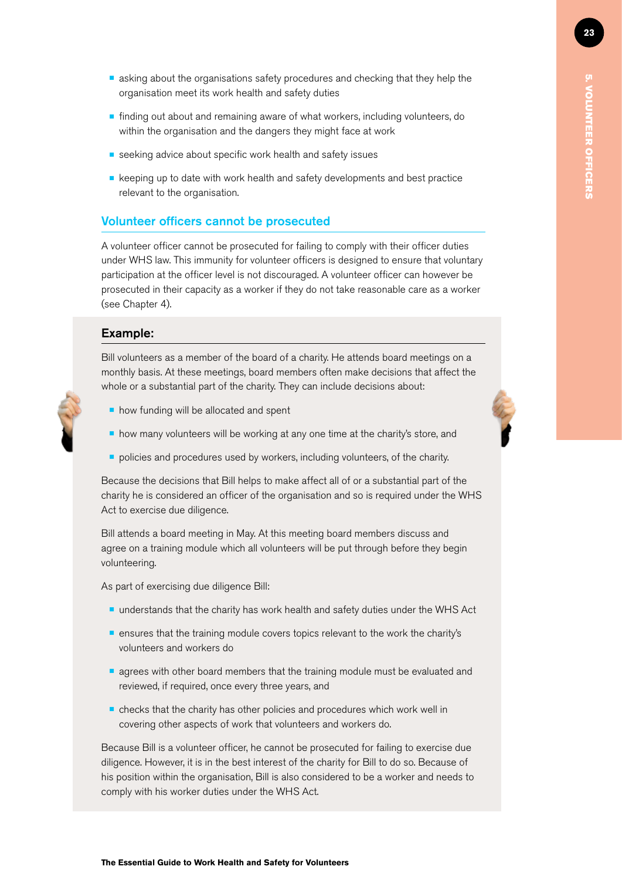- asking about the organisations safety procedures and checking that they help the organisation meet its work health and safety duties
- finding out about and remaining aware of what workers, including volunteers, do within the organisation and the dangers they might face at work
- seeking advice about specific work health and safety issues
- keeping up to date with work health and safety developments and best practice relevant to the organisation.

## Volunteer officers cannot be prosecuted

A volunteer officer cannot be prosecuted for failing to comply with their officer duties under WHS law. This immunity for volunteer officers is designed to ensure that voluntary participation at the officer level is not discouraged. A volunteer officer can however be prosecuted in their capacity as a worker if they do not take reasonable care as a worker (see Chapter 4).

### Example:

Bill volunteers as a member of the board of a charity. He attends board meetings on a monthly basis. At these meetings, board members often make decisions that affect the whole or a substantial part of the charity. They can include decisions about:

- how funding will be allocated and spent
- how many volunteers will be working at any one time at the charity's store, and
- policies and procedures used by workers, including volunteers, of the charity.

Because the decisions that Bill helps to make affect all of or a substantial part of the charity he is considered an officer of the organisation and so is required under the WHS Act to exercise due diligence.

Bill attends a board meeting in May. At this meeting board members discuss and agree on a training module which all volunteers will be put through before they begin volunteering.

As part of exercising due diligence Bill:

- understands that the charity has work health and safety duties under the WHS Act
- ensures that the training module covers topics relevant to the work the charity's volunteers and workers do
- agrees with other board members that the training module must be evaluated and reviewed, if required, once every three years, and
- checks that the charity has other policies and procedures which work well in covering other aspects of work that volunteers and workers do.

Because Bill is a volunteer officer, he cannot be prosecuted for failing to exercise due diligence. However, it is in the best interest of the charity for Bill to do so. Because of his position within the organisation, Bill is also considered to be a worker and needs to comply with his worker duties under the WHS Act.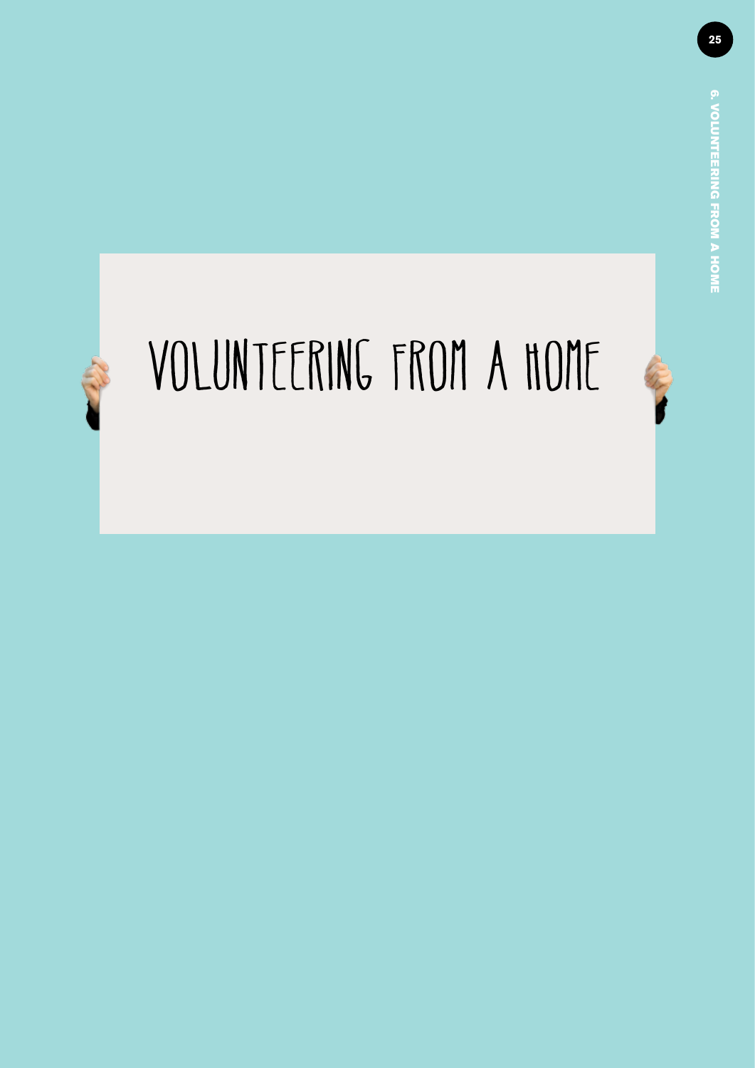# VOLUNTEERING FROM A HOME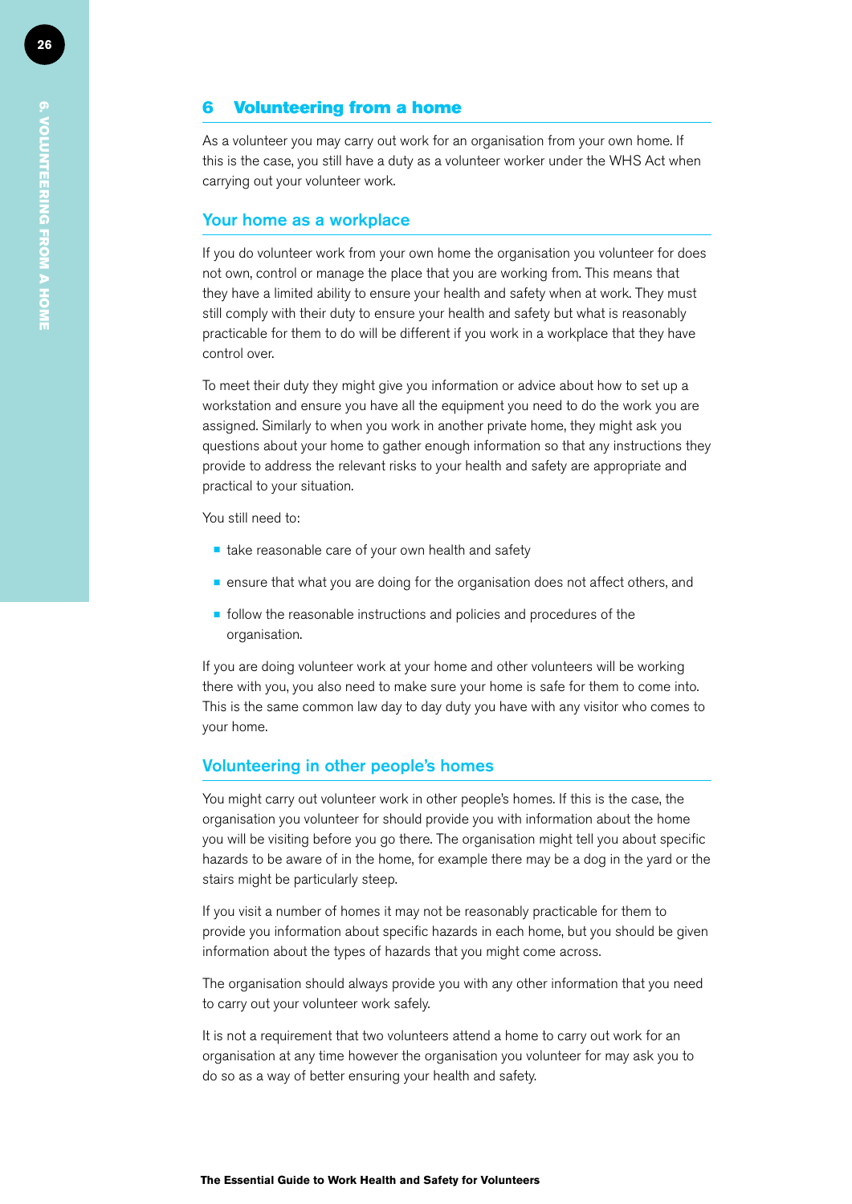## 6 Volunteering from a home

As a volunteer you may carry out work for an organisation from your own home. If this is the case, you still have a duty as a volunteer worker under the WHS Act when carrying out your volunteer work.

### Your home as a workplace

If you do volunteer work from your own home the organisation you volunteer for does not own, control or manage the place that you are working from. This means that they have a limited ability to ensure your health and safety when at work. They must still comply with their duty to ensure your health and safety but what is reasonably practicable for them to do will be different if you work in a workplace that they have control over.

To meet their duty they might give you information or advice about how to set up a workstation and ensure you have all the equipment you need to do the work you are assigned. Similarly to when you work in another private home, they might ask you questions about your home to gather enough information so that any instructions they provide to address the relevant risks to your health and safety are appropriate and practical to your situation.

You still need to:

- take reasonable care of your own health and safety
- ensure that what you are doing for the organisation does not affect others, and
- follow the reasonable instructions and policies and procedures of the organisation.

If you are doing volunteer work at your home and other volunteers will be working there with you, you also need to make sure your home is safe for them to come into. This is the same common law day to day duty you have with any visitor who comes to your home.

### Volunteering in other people's homes

You might carry out volunteer work in other people's homes. If this is the case, the organisation you volunteer for should provide you with information about the home you will be visiting before you go there. The organisation might tell you about specific hazards to be aware of in the home, for example there may be a dog in the yard or the stairs might be particularly steep.

If you visit a number of homes it may not be reasonably practicable for them to provide you information about specific hazards in each home, but you should be given information about the types of hazards that you might come across.

The organisation should always provide you with any other information that you need to carry out your volunteer work safely.

It is not a requirement that two volunteers attend a home to carry out work for an organisation at any time however the organisation you volunteer for may ask you to do so as a way of better ensuring your health and safety.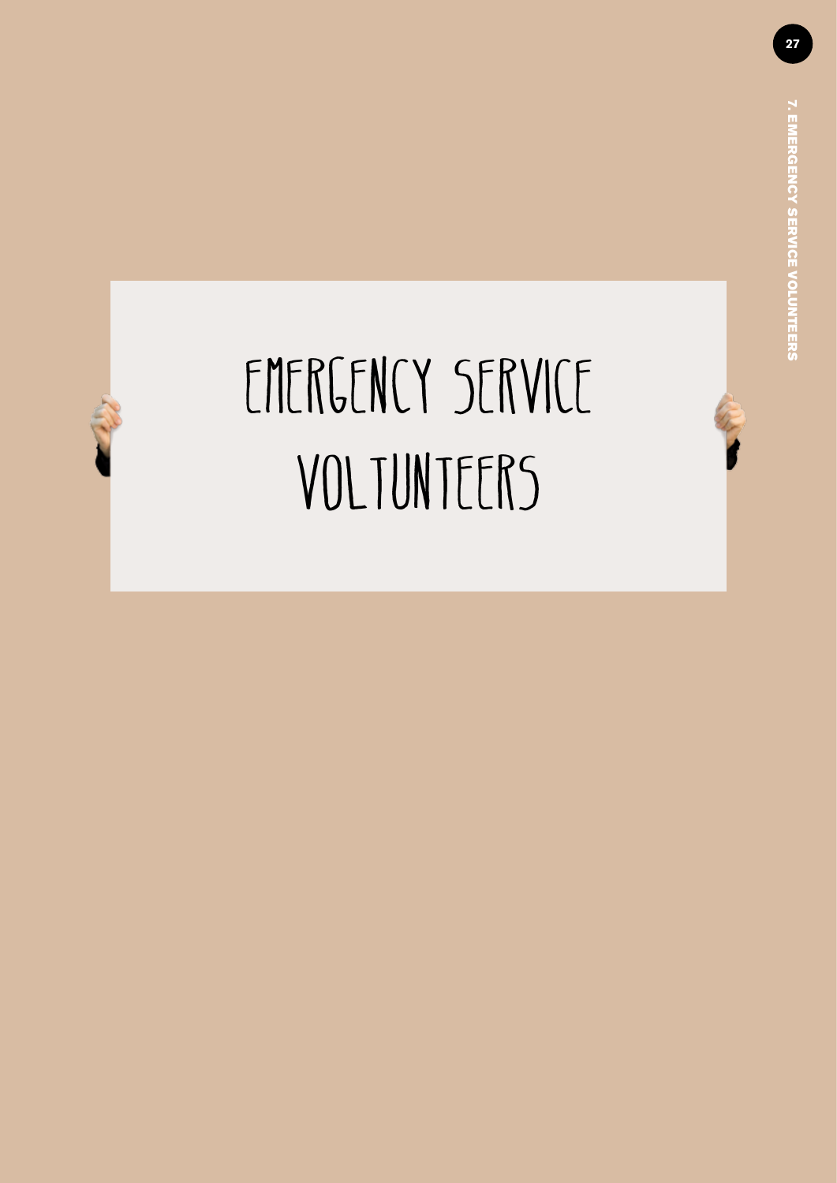# EMERGENCY SERVICE VOLTUNTEERS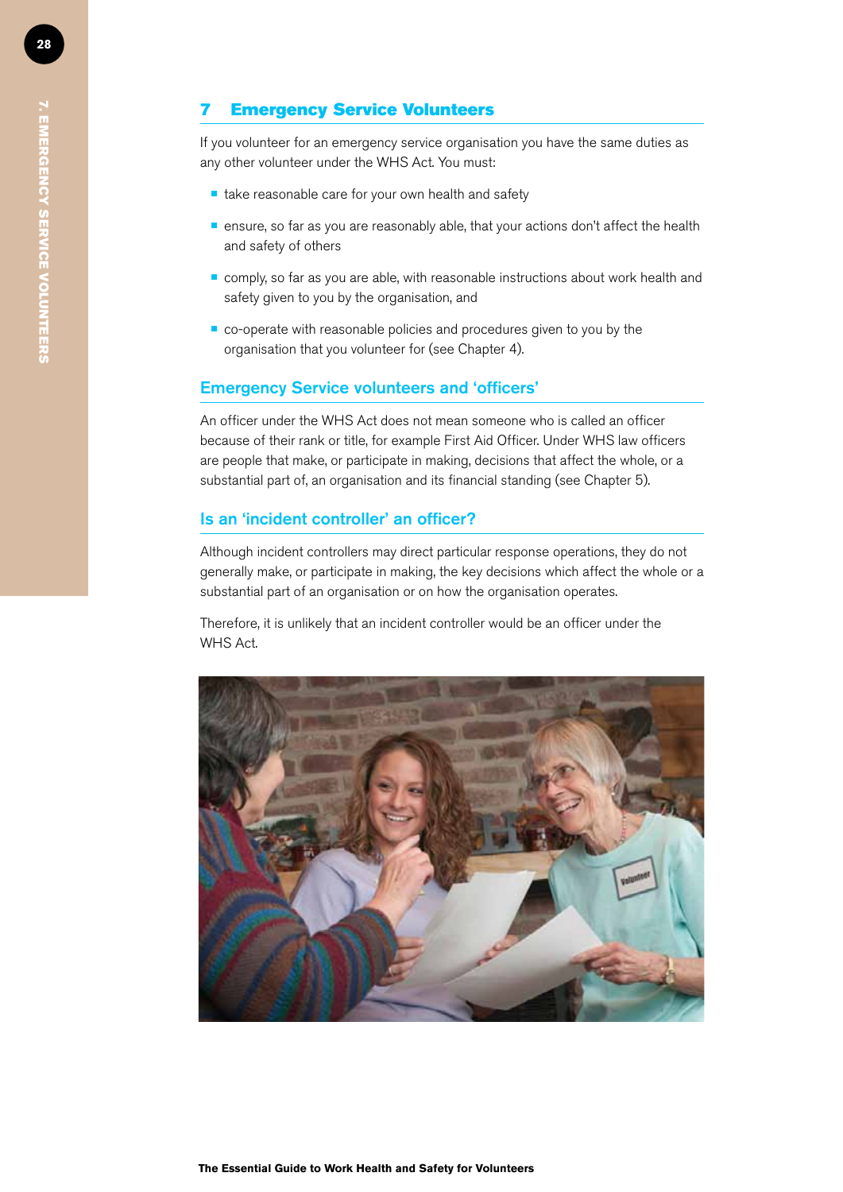## 7 Emergency Service Volunteers

If you volunteer for an emergency service organisation you have the same duties as any other volunteer under the WHS Act. You must:

- take reasonable care for your own health and safety
- ensure, so far as you are reasonably able, that your actions don't affect the health and safety of others
- comply, so far as you are able, with reasonable instructions about work health and safety given to you by the organisation, and
- co-operate with reasonable policies and procedures given to you by the organisation that you volunteer for (see Chapter 4).

### Emergency Service volunteers and 'officers'

An officer under the WHS Act does not mean someone who is called an officer because of their rank or title, for example First Aid Officer. Under WHS law officers are people that make, or participate in making, decisions that affect the whole, or a substantial part of, an organisation and its financial standing (see Chapter 5).

### Is an 'incident controller' an officer?

Although incident controllers may direct particular response operations, they do not generally make, or participate in making, the key decisions which affect the whole or a substantial part of an organisation or on how the organisation operates.

Therefore, it is unlikely that an incident controller would be an officer under the WHS Act.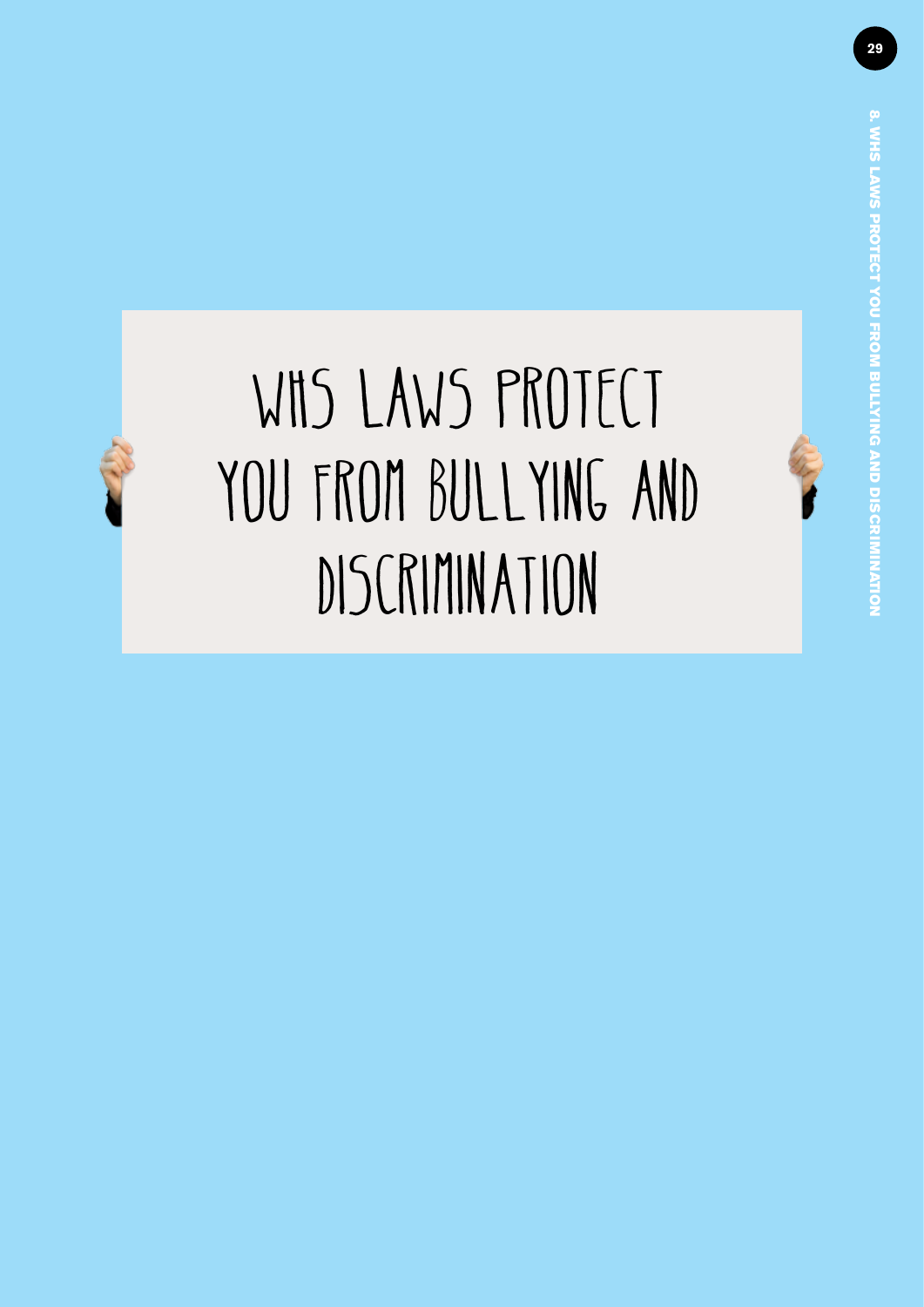# WHS LAWS PROTECT YOU FROM BULLYING AND DISCRIMINATION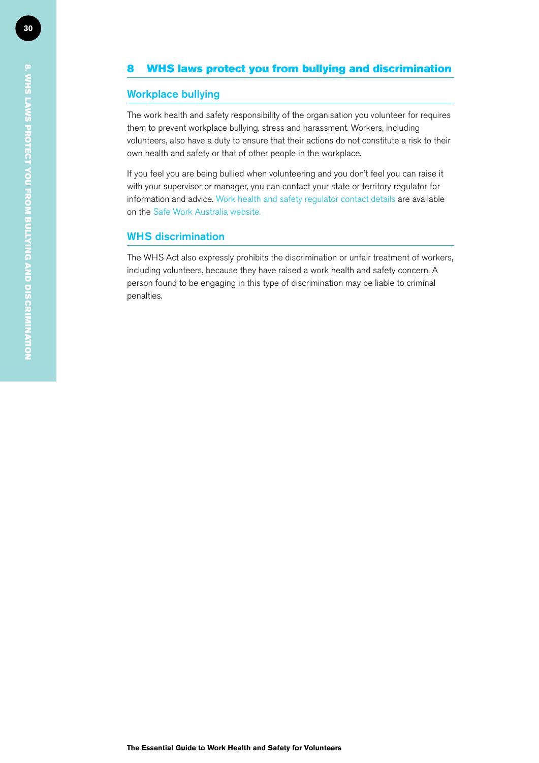## 8 WHS laws protect you from bullying and discrimination

### Workplace bullying

The work health and safety responsibility of the organisation you volunteer for requires them to prevent workplace bullying, stress and harassment. Workers, including volunteers, also have a duty to ensure that their actions do not constitute a risk to their own health and safety or that of other people in the workplace.

If you feel you are being bullied when volunteering and you don't feel you can raise it with your supervisor or manager, you can contact your state or territory regulator for information and advice. Work health and safety regulator contact details are available on the Safe Work Australia website.

### WHS discrimination

The WHS Act also expressly prohibits the discrimination or unfair treatment of workers, including volunteers, because they have raised a work health and safety concern. A person found to be engaging in this type of discrimination may be liable to criminal penalties.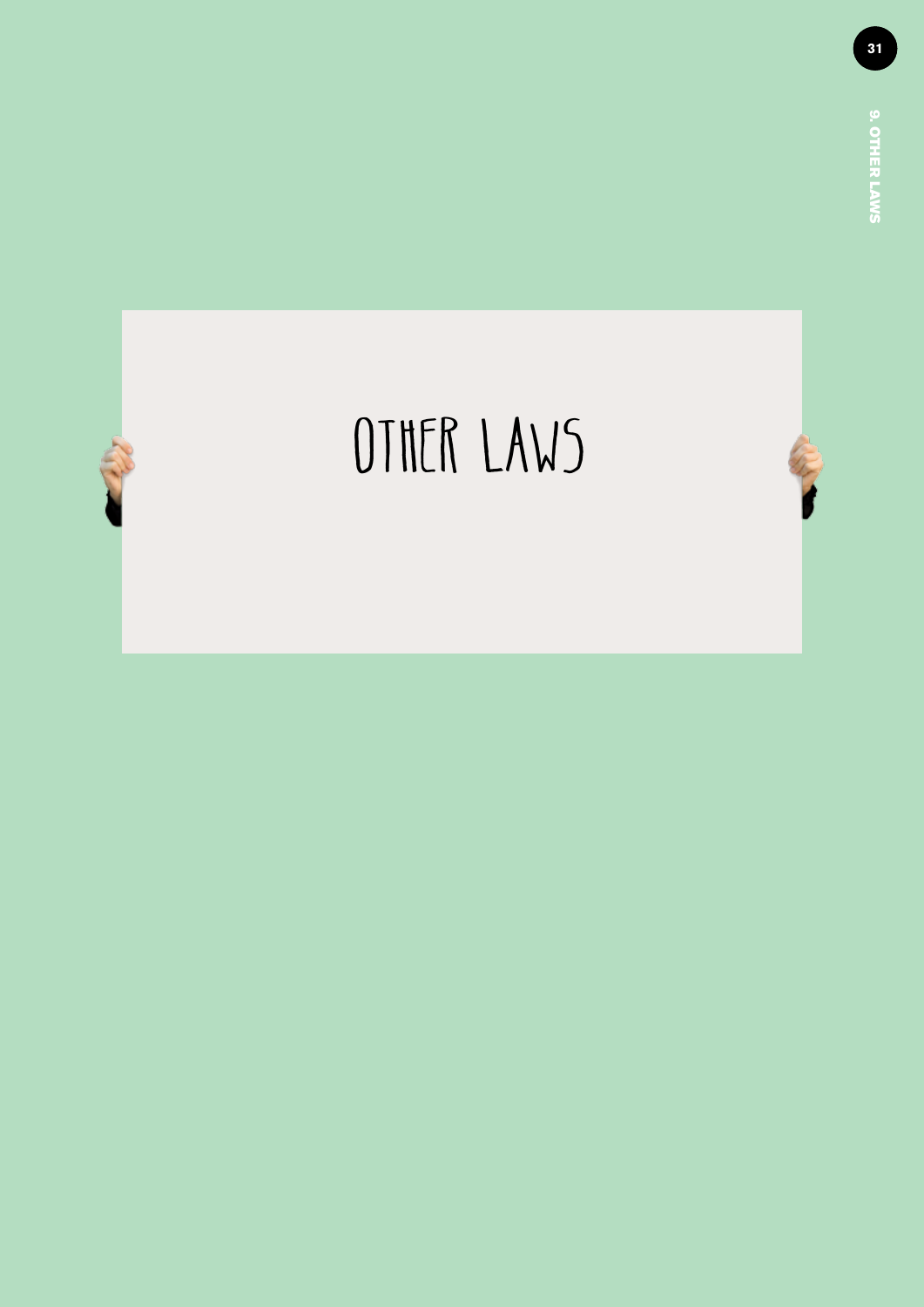# OTHER LAWS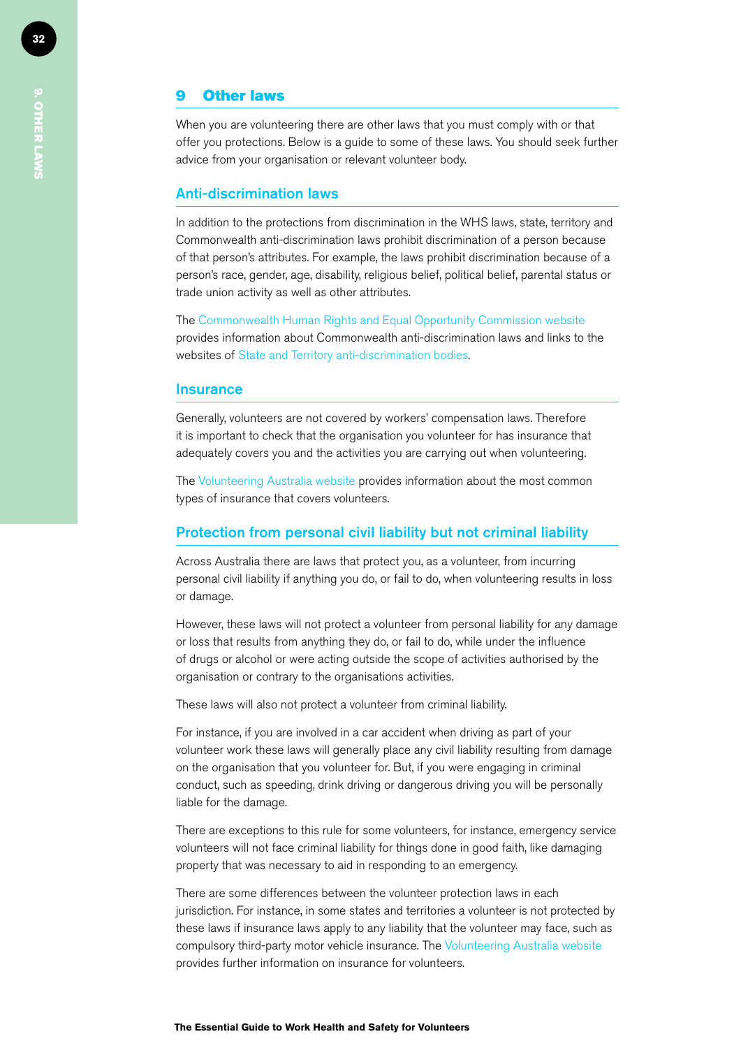## 9 Other laws

When you are volunteering there are other laws that you must comply with or that offer you protections. Below is a guide to some of these laws. You should seek further advice from your organisation or relevant volunteer body.

### Anti-discrimination laws

In addition to the protections from discrimination in the WHS laws, state, territory and Commonwealth anti-discrimination laws prohibit discrimination of a person because of that person's attributes. For example, the laws prohibit discrimination because of a person's race, gender, age, disability, religious belief, political belief, parental status or trade union activity as well as other attributes.

The Commonwealth Human Rights and Equal Opportunity Commission website provides information about Commonwealth anti-discrimination laws and links to the websites of State and Territory anti-discrimination bodies.

### Insurance

Generally, volunteers are not covered by workers' compensation laws. Therefore it is important to check that the organisation you volunteer for has insurance that adequately covers you and the activities you are carrying out when volunteering.

The Volunteering Australia website provides information about the most common types of insurance that covers volunteers.

### Protection from personal civil liability but not criminal liability

Across Australia there are laws that protect you, as a volunteer, from incurring personal civil liability if anything you do, or fail to do, when volunteering results in loss or damage.

However, these laws will not protect a volunteer from personal liability for any damage or loss that results from anything they do, or fail to do, while under the influence of drugs or alcohol or were acting outside the scope of activities authorised by the organisation or contrary to the organisations activities.

These laws will also not protect a volunteer from criminal liability.

For instance, if you are involved in a car accident when driving as part of your volunteer work these laws will generally place any civil liability resulting from damage on the organisation that you volunteer for. But, if you were engaging in criminal conduct, such as speeding, drink driving or dangerous driving you will be personally liable for the damage.

There are exceptions to this rule for some volunteers, for instance, emergency service volunteers will not face criminal liability for things done in good faith, like damaging property that was necessary to aid in responding to an emergency.

There are some differences between the volunteer protection laws in each jurisdiction. For instance, in some states and territories a volunteer is not protected by these laws if insurance laws apply to any liability that the volunteer may face, such as compulsory third-party motor vehicle insurance. The Volunteering Australia website provides further information on insurance for volunteers.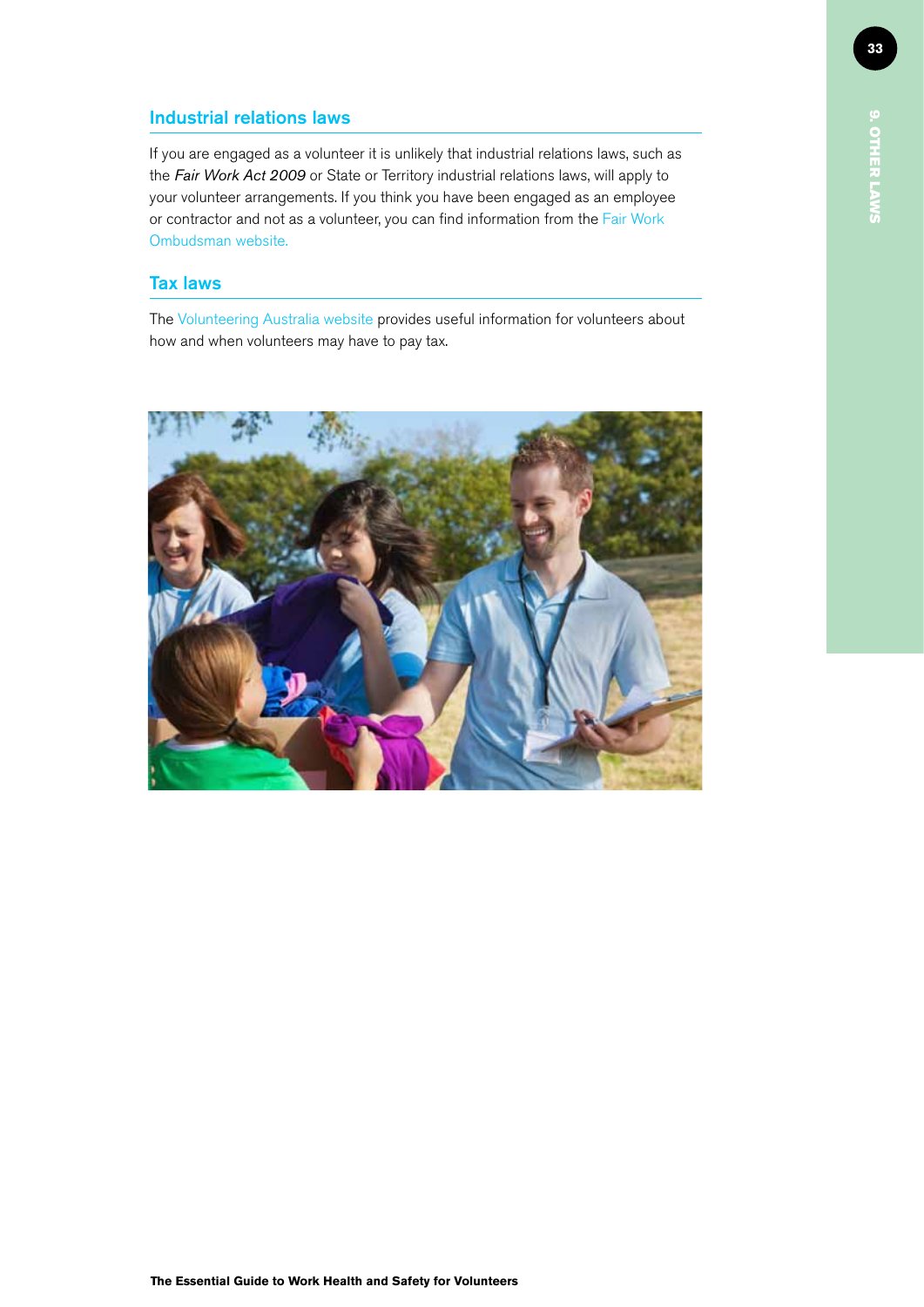## Industrial relations laws

If you are engaged as a volunteer it is unlikely that industrial relations laws, such as the *Fair Work Act 2009* or State or Territory industrial relations laws, will apply to your volunteer arrangements. If you think you have been engaged as an employee or contractor and not as a volunteer, you can find information from the Fair Work Ombudsman website.

## Tax laws

The Volunteering Australia website provides useful information for volunteers about how and when volunteers may have to pay tax.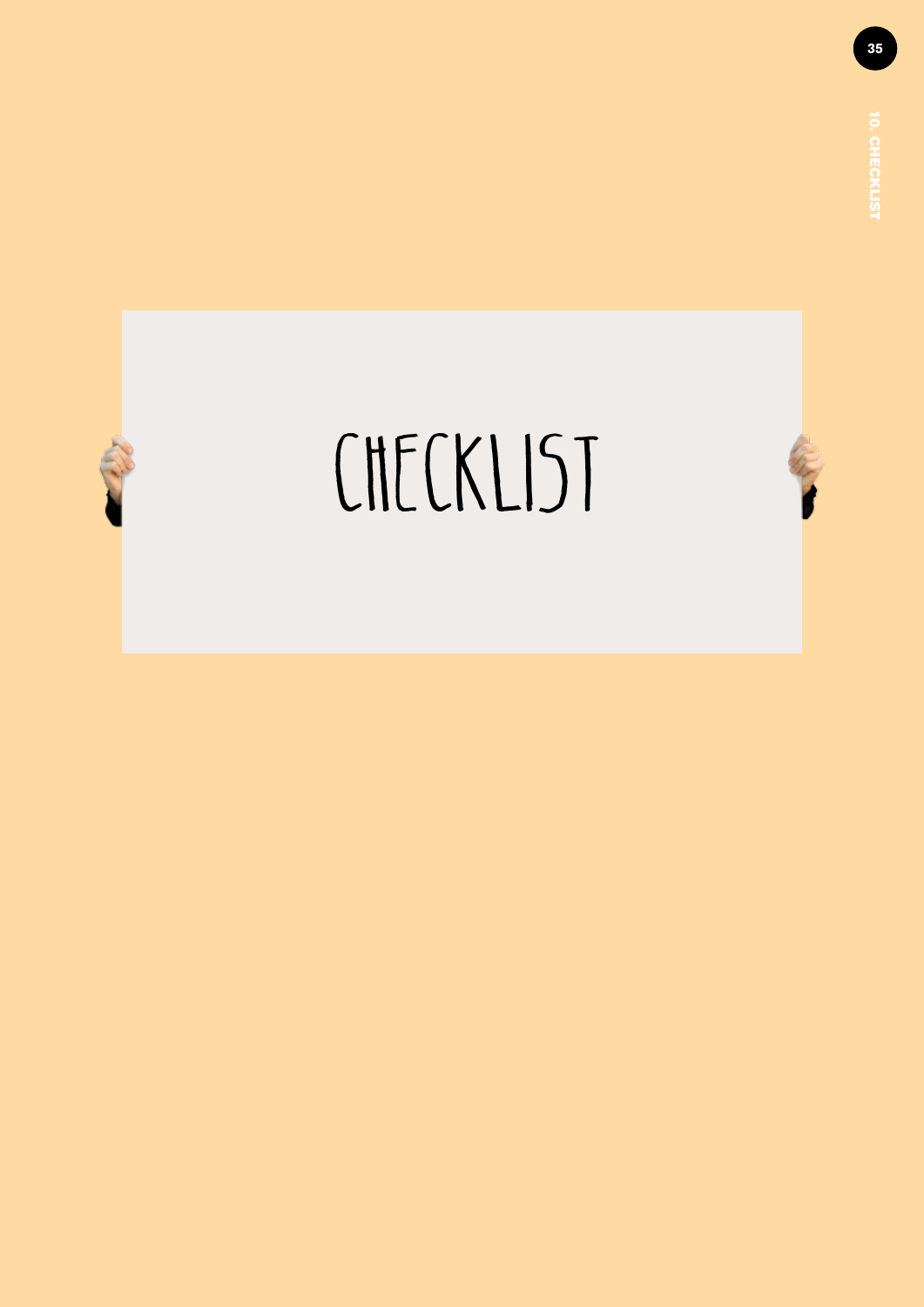# CHECKLIST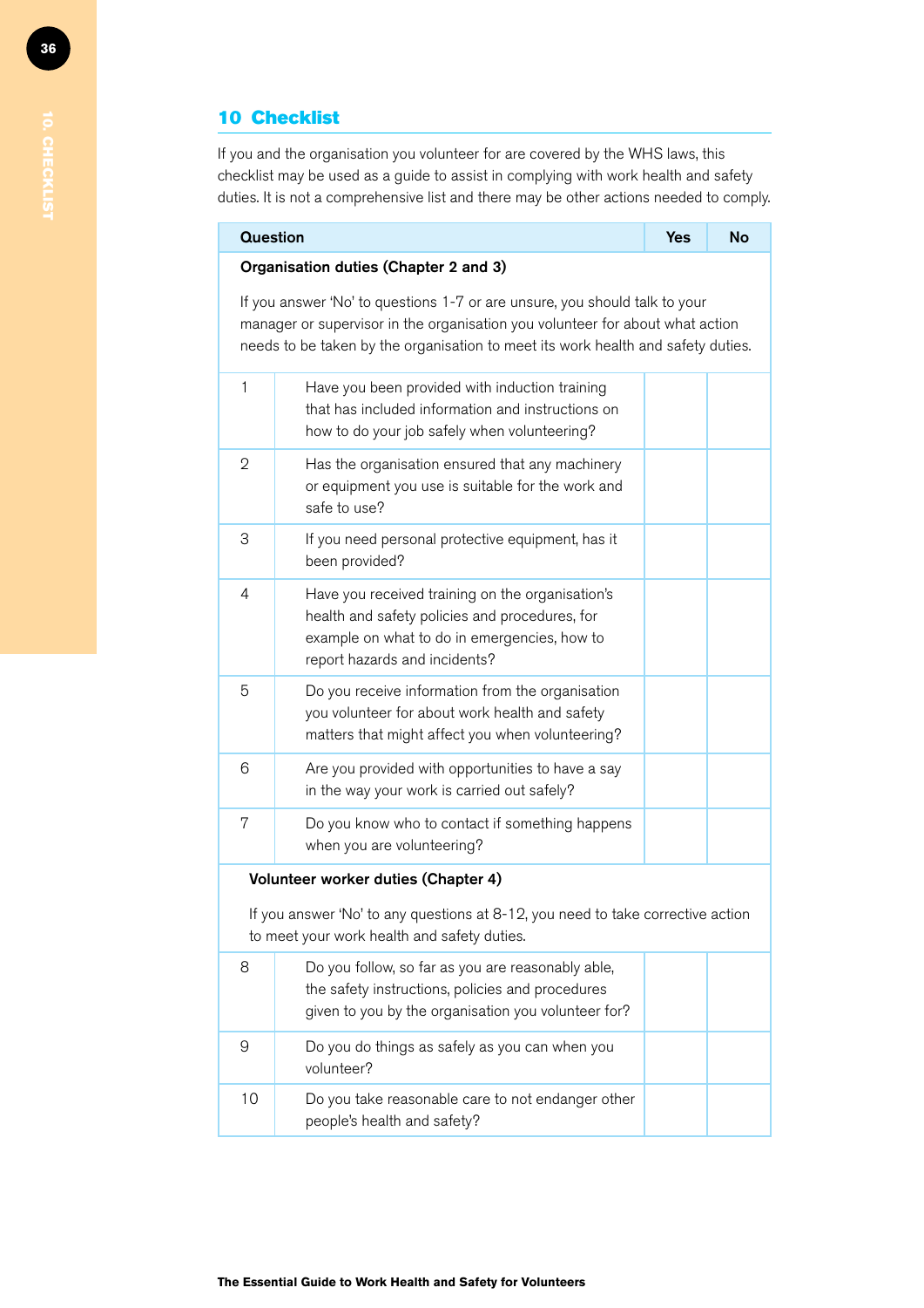## 10 Checklist

If you and the organisation you volunteer for are covered by the WHS laws, this checklist may be used as a guide to assist in complying with work health and safety duties. It is not a comprehensive list and there may be other actions needed to comply.

| Question | | Yes | No |
|---|---|---|---|
| **Organisation duties (Chapter 2 and 3)**<br><br>If you answer 'No' to questions 1-7 or are unsure, you should talk to your manager or supervisor in the organisation you volunteer for about what action needs to be taken by the organisation to meet its work health and safety duties. | | | |
| 1 | Have you been provided with induction training that has included information and instructions on how to do your job safely when volunteering? | | |
| 2 | Has the organisation ensured that any machinery or equipment you use is suitable for the work and safe to use? | | |
| 3 | If you need personal protective equipment, has it been provided? | | |
| 4 | Have you received training on the organisation's health and safety policies and procedures, for example on what to do in emergencies, how to report hazards and incidents? | | |
| 5 | Do you receive information from the organisation you volunteer for about work health and safety matters that might affect you when volunteering? | | |
| 6 | Are you provided with opportunities to have a say in the way your work is carried out safely? | | |
| 7 | Do you know who to contact if something happens when you are volunteering? | | |
| **Volunteer worker duties (Chapter 4)**<br><br>If you answer 'No' to any questions at 8-12, you need to take corrective action to meet your work health and safety duties. | | | |
| 8 | Do you follow, so far as you are reasonably able, the safety instructions, policies and procedures given to you by the organisation you volunteer for? | | |
| 9 | Do you do things as safely as you can when you volunteer? | | |
| 10 | Do you take reasonable care to not endanger other people's health and safety? | | |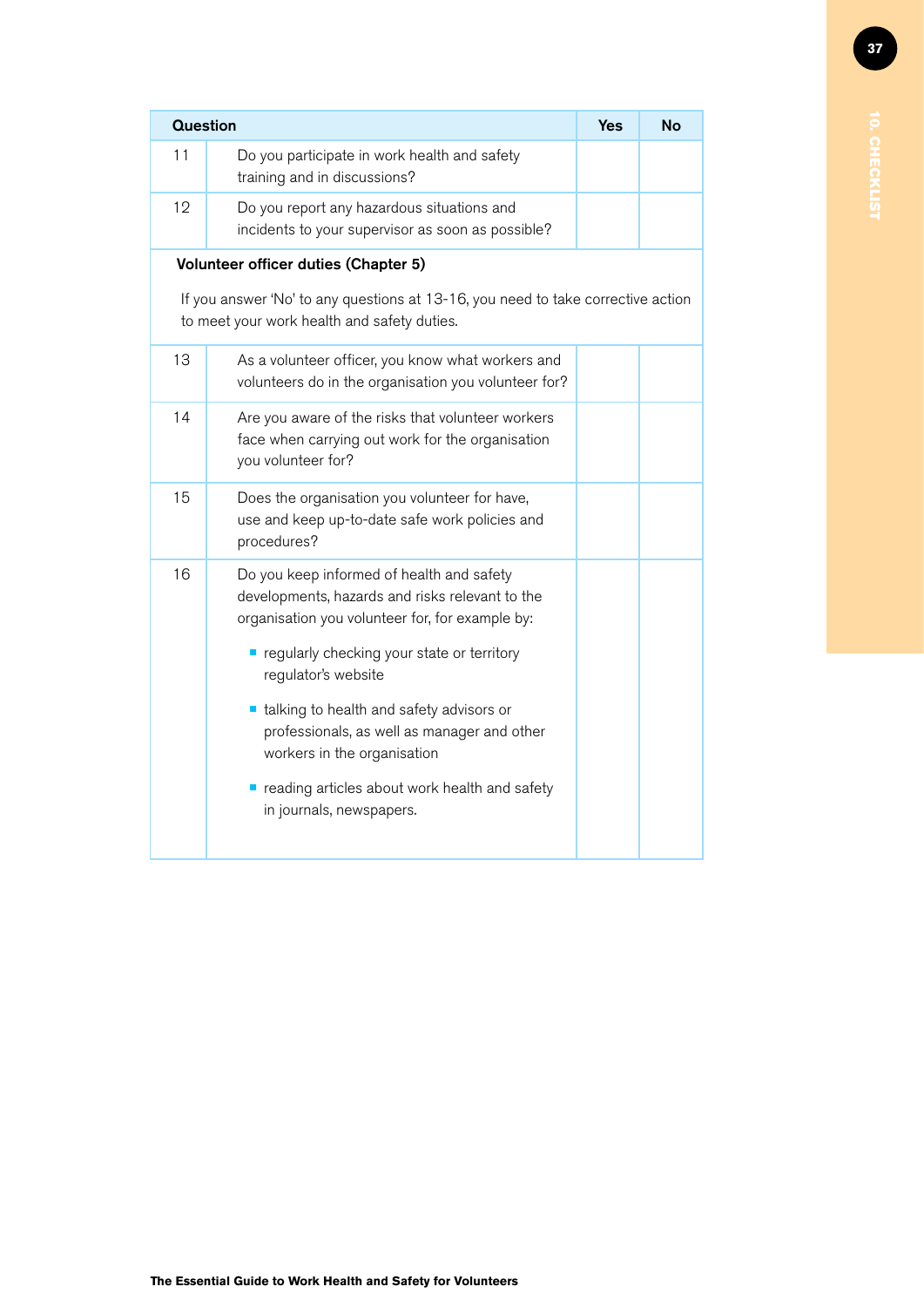| Question | | Yes | No |
|---|---|---|---|
| 11 | Do you participate in work health and safety training and in discussions? | | |
| 12 | Do you report any hazardous situations and incidents to your supervisor as soon as possible? | | |
| **Volunteer officer duties (Chapter 5)**<br><br>If you answer 'No' to any questions at 13-16, you need to take corrective action to meet your work health and safety duties. | | | |
| 13 | As a volunteer officer, you know what workers and volunteers do in the organisation you volunteer for? | | |
| 14 | Are you aware of the risks that volunteer workers face when carrying out work for the organisation you volunteer for? | | |
| 15 | Does the organisation you volunteer for have, use and keep up-to-date safe work policies and procedures? | | |
| 16 | Do you keep informed of health and safety developments, hazards and risks relevant to the organisation you volunteer for, for example by:<br>▪ regularly checking your state or territory regulator's website<br>▪ talking to health and safety advisors or professionals, as well as manager and other workers in the organisation<br>▪ reading articles about work health and safety in journals, newspapers. | | |